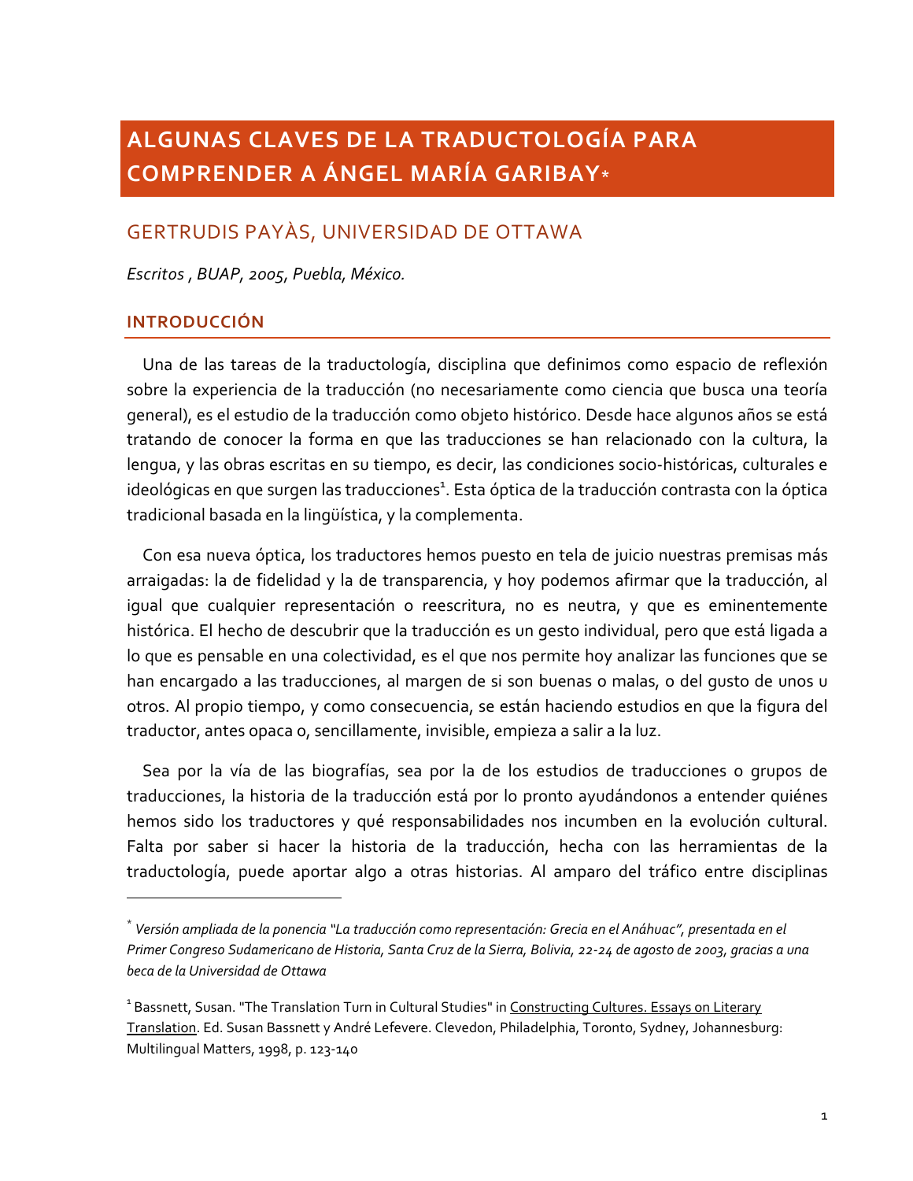# ALGUNAS CLAVES DE LA TRADUCTOLOGÍA PARA COMPRENDER A ÁNGEL MARÍA GARIBAY*

## GERTRUDIS PAYÀS, UNIVERSIDAD DE OTTAWA

*Escritos , BUAP, 2005, Puebla, México.*

### INTRODUCCIÓN

Una de las tareas de la traductología, disciplina que definimos como espacio de reflexión sobre la experiencia de la traducción (no necesariamente como ciencia que busca una teoría general), es el estudio de la traducción como objeto histórico. Desde hace algunos años se está tratando de conocer la forma en que las traducciones se han relacionado con la cultura, la lengua, y las obras escritas en su tiempo, es decir, las condiciones socio-históricas, culturales e ideológicas en que surgen las traducciones[1]. Esta óptica de la traducción contrasta con la óptica tradicional basada en la lingüística, y la complementa.

Con esa nueva óptica, los traductores hemos puesto en tela de juicio nuestras premisas más arraigadas: la de fidelidad y la de transparencia, y hoy podemos afirmar que la traducción, al igual que cualquier representación o reescritura, no es neutra, y que es eminentemente histórica. El hecho de descubrir que la traducción es un gesto individual, pero que está ligada a lo que es pensable en una colectividad, es el que nos permite hoy analizar las funciones que se han encargado a las traducciones, al margen de si son buenas o malas, o del gusto de unos u otros. Al propio tiempo, y como consecuencia, se están haciendo estudios en que la figura del traductor, antes opaca o, sencillamente, invisible, empieza a salir a la luz.

Sea por la vía de las biografías, sea por la de los estudios de traducciones o grupos de traducciones, la historia de la traducción está por lo pronto ayudándonos a entender quiénes hemos sido los traductores y qué responsabilidades nos incumben en la evolución cultural. Falta por saber si hacer la historia de la traducción, hecha con las herramientas de la traductología, puede aportar algo a otras historias. Al amparo del tráfico entre disciplinas

---

\* *Versión ampliada de la ponencia "La traducción como representación: Grecia en el Anáhuac", presentada en el Primer Congreso Sudamericano de Historia, Santa Cruz de la Sierra, Bolivia, 22-24 de agosto de 2003, gracias a una beca de la Universidad de Ottawa*

[1] Bassnett, Susan. "The Translation Turn in Cultural Studies" in Constructing Cultures. Essays on Literary Translation. Ed. Susan Bassnett y André Lefevere. Clevedon, Philadelphia, Toronto, Sydney, Johannesburg: Multilingual Matters, 1998, p. 123-140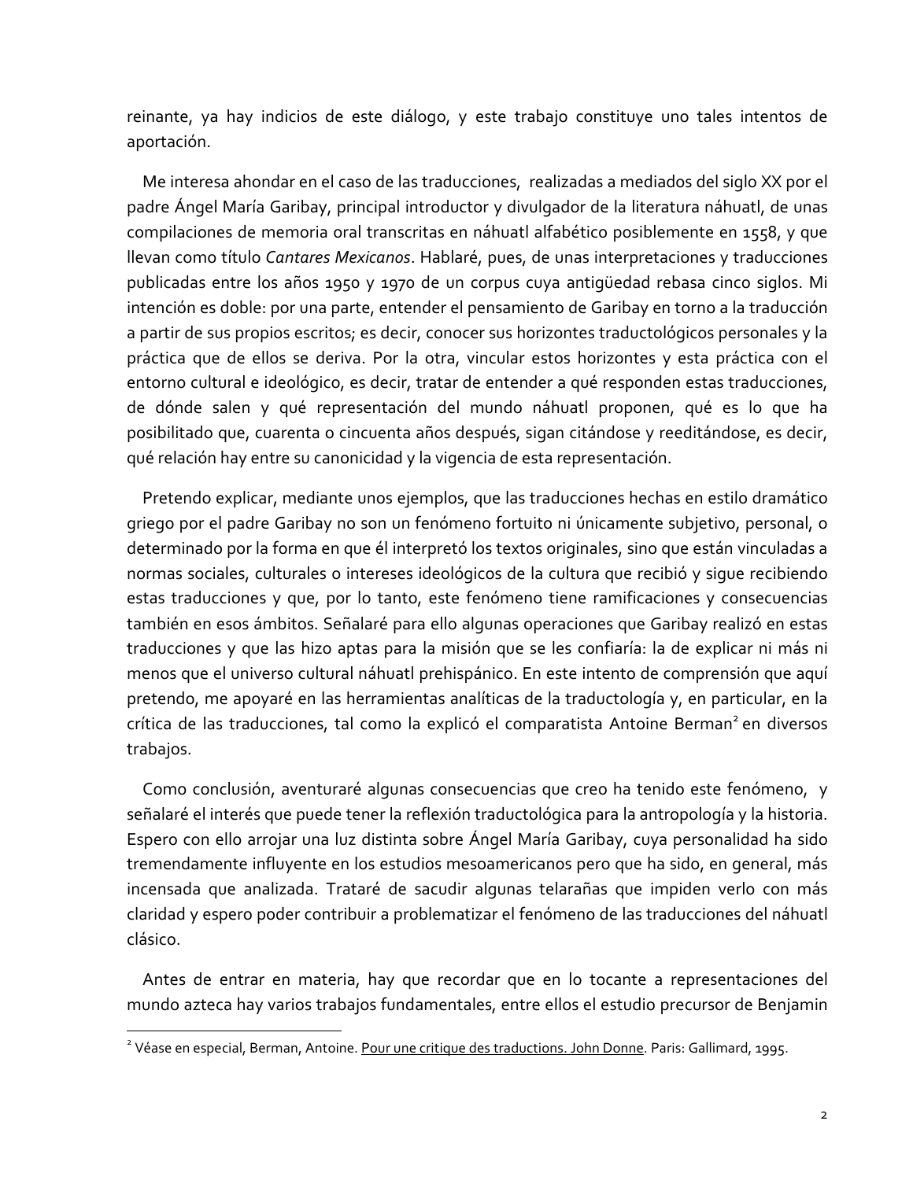reinante, ya hay indicios de este diálogo, y este trabajo constituye uno tales intentos de aportación.

Me interesa ahondar en el caso de las traducciones, realizadas a mediados del siglo XX por el padre Ángel María Garibay, principal introductor y divulgador de la literatura náhuatl, de unas compilaciones de memoria oral transcritas en náhuatl alfabético posiblemente en 1558, y que llevan como título *Cantares Mexicanos*. Hablaré, pues, de unas interpretaciones y traducciones publicadas entre los años 1950 y 1970 de un corpus cuya antigüedad rebasa cinco siglos. Mi intención es doble: por una parte, entender el pensamiento de Garibay en torno a la traducción a partir de sus propios escritos; es decir, conocer sus horizontes traductológicos personales y la práctica que de ellos se deriva. Por la otra, vincular estos horizontes y esta práctica con el entorno cultural e ideológico, es decir, tratar de entender a qué responden estas traducciones, de dónde salen y qué representación del mundo náhuatl proponen, qué es lo que ha posibilitado que, cuarenta o cincuenta años después, sigan citándose y reeditándose, es decir, qué relación hay entre su canonicidad y la vigencia de esta representación.

Pretendo explicar, mediante unos ejemplos, que las traducciones hechas en estilo dramático griego por el padre Garibay no son un fenómeno fortuito ni únicamente subjetivo, personal, o determinado por la forma en que él interpretó los textos originales, sino que están vinculadas a normas sociales, culturales o intereses ideológicos de la cultura que recibió y sigue recibiendo estas traducciones y que, por lo tanto, este fenómeno tiene ramificaciones y consecuencias también en esos ámbitos. Señalaré para ello algunas operaciones que Garibay realizó en estas traducciones y que las hizo aptas para la misión que se les confiaría: la de explicar ni más ni menos que el universo cultural náhuatl prehispánico. En este intento de comprensión que aquí pretendo, me apoyaré en las herramientas analíticas de la traductología y, en particular, en la crítica de las traducciones, tal como la explicó el comparatista Antoine Berman[2] en diversos trabajos.

Como conclusión, aventuraré algunas consecuencias que creo ha tenido este fenómeno, y señalaré el interés que puede tener la reflexión traductológica para la antropología y la historia. Espero con ello arrojar una luz distinta sobre Ángel María Garibay, cuya personalidad ha sido tremendamente influyente en los estudios mesoamericanos pero que ha sido, en general, más incensada que analizada. Trataré de sacudir algunas telarañas que impiden verlo con más claridad y espero poder contribuir a problematizar el fenómeno de las traducciones del náhuatl clásico.

Antes de entrar en materia, hay que recordar que en lo tocante a representaciones del mundo azteca hay varios trabajos fundamentales, entre ellos el estudio precursor de Benjamin

---

[2] Véase en especial, Berman, Antoine. Pour une critique des traductions. John Donne. Paris: Gallimard, 1995.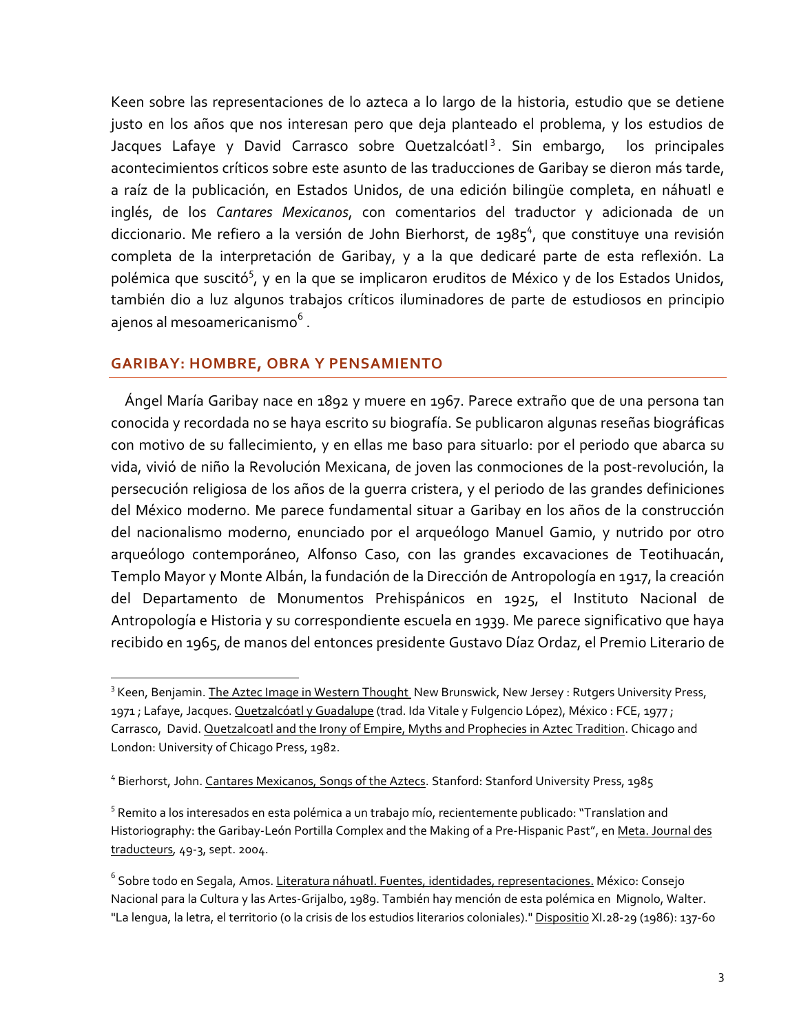Keen sobre las representaciones de lo azteca a lo largo de la historia, estudio que se detiene justo en los años que nos interesan pero que deja planteado el problema, y los estudios de Jacques Lafaye y David Carrasco sobre Quetzalcóatl[3]. Sin embargo, los principales acontecimientos críticos sobre este asunto de las traducciones de Garibay se dieron más tarde, a raíz de la publicación, en Estados Unidos, de una edición bilingüe completa, en náhuatl e inglés, de los *Cantares Mexicanos*, con comentarios del traductor y adicionada de un diccionario. Me refiero a la versión de John Bierhorst, de 1985[4], que constituye una revisión completa de la interpretación de Garibay, y a la que dedicaré parte de esta reflexión. La polémica que suscitó[5], y en la que se implicaron eruditos de México y de los Estados Unidos, también dio a luz algunos trabajos críticos iluminadores de parte de estudiosos en principio ajenos al mesoamericanismo[6].

## GARIBAY: HOMBRE, OBRA Y PENSAMIENTO

Ángel María Garibay nace en 1892 y muere en 1967. Parece extraño que de una persona tan conocida y recordada no se haya escrito su biografía. Se publicaron algunas reseñas biográficas con motivo de su fallecimiento, y en ellas me baso para situarlo: por el periodo que abarca su vida, vivió de niño la Revolución Mexicana, de joven las conmociones de la post-revolución, la persecución religiosa de los años de la guerra cristera, y el periodo de las grandes definiciones del México moderno. Me parece fundamental situar a Garibay en los años de la construcción del nacionalismo moderno, enunciado por el arqueólogo Manuel Gamio, y nutrido por otro arqueólogo contemporáneo, Alfonso Caso, con las grandes excavaciones de Teotihuacán, Templo Mayor y Monte Albán, la fundación de la Dirección de Antropología en 1917, la creación del Departamento de Monumentos Prehispánicos en 1925, el Instituto Nacional de Antropología e Historia y su correspondiente escuela en 1939. Me parece significativo que haya recibido en 1965, de manos del entonces presidente Gustavo Díaz Ordaz, el Premio Literario de

---

[3] Keen, Benjamin. The Aztec Image in Western Thought New Brunswick, New Jersey : Rutgers University Press, 1971 ; Lafaye, Jacques. Quetzalcóatl y Guadalupe (trad. Ida Vitale y Fulgencio López), México : FCE, 1977 ; Carrasco, David. Quetzalcoatl and the Irony of Empire, Myths and Prophecies in Aztec Tradition. Chicago and London: University of Chicago Press, 1982.

[4] Bierhorst, John. Cantares Mexicanos, Songs of the Aztecs. Stanford: Stanford University Press, 1985

[5] Remito a los interesados en esta polémica a un trabajo mío, recientemente publicado: "Translation and Historiography: the Garibay-León Portilla Complex and the Making of a Pre-Hispanic Past", en Meta. Journal des traducteurs, 49-3, sept. 2004.

[6] Sobre todo en Segala, Amos. Literatura náhuatl. Fuentes, identidades, representaciones. México: Consejo Nacional para la Cultura y las Artes-Grijalbo, 1989. También hay mención de esta polémica en Mignolo, Walter. "La lengua, la letra, el territorio (o la crisis de los estudios literarios coloniales)." Dispositio XI.28-29 (1986): 137-60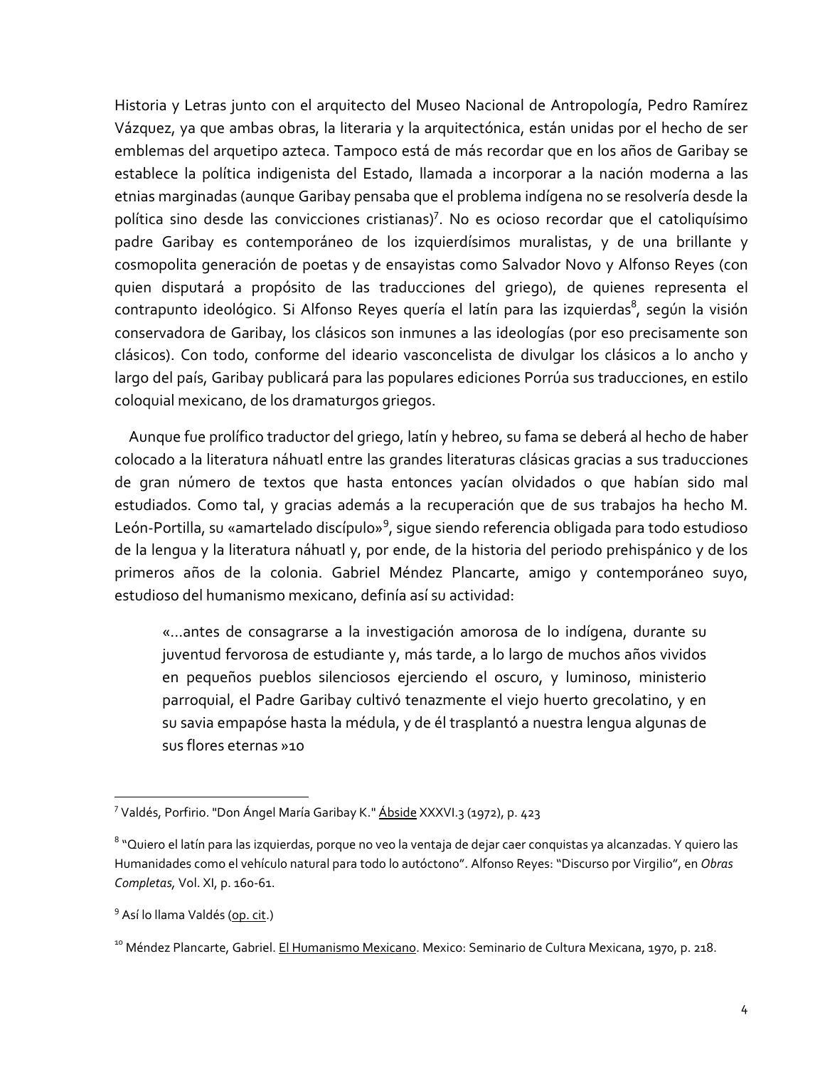Historia y Letras junto con el arquitecto del Museo Nacional de Antropología, Pedro Ramírez Vázquez, ya que ambas obras, la literaria y la arquitectónica, están unidas por el hecho de ser emblemas del arquetipo azteca. Tampoco está de más recordar que en los años de Garibay se establece la política indigenista del Estado, llamada a incorporar a la nación moderna a las etnias marginadas (aunque Garibay pensaba que el problema indígena no se resolvería desde la política sino desde las convicciones cristianas)[7]. No es ocioso recordar que el catoliquísimo padre Garibay es contemporáneo de los izquierdísimos muralistas, y de una brillante y cosmopolita generación de poetas y de ensayistas como Salvador Novo y Alfonso Reyes (con quien disputará a propósito de las traducciones del griego), de quienes representa el contrapunto ideológico. Si Alfonso Reyes quería el latín para las izquierdas[8], según la visión conservadora de Garibay, los clásicos son inmunes a las ideologías (por eso precisamente son clásicos). Con todo, conforme del ideario vasconcelista de divulgar los clásicos a lo ancho y largo del país, Garibay publicará para las populares ediciones Porrúa sus traducciones, en estilo coloquial mexicano, de los dramaturgos griegos.

Aunque fue prolífico traductor del griego, latín y hebreo, su fama se deberá al hecho de haber colocado a la literatura náhuatl entre las grandes literaturas clásicas gracias a sus traducciones de gran número de textos que hasta entonces yacían olvidados o que habían sido mal estudiados. Como tal, y gracias además a la recuperación que de sus trabajos ha hecho M. León-Portilla, su «amartelado discípulo»[9], sigue siendo referencia obligada para todo estudioso de la lengua y la literatura náhuatl y, por ende, de la historia del periodo prehispánico y de los primeros años de la colonia. Gabriel Méndez Plancarte, amigo y contemporáneo suyo, estudioso del humanismo mexicano, definía así su actividad:

> «...antes de consagrarse a la investigación amorosa de lo indígena, durante su juventud fervorosa de estudiante y, más tarde, a lo largo de muchos años vividos en pequeños pueblos silenciosos ejerciendo el oscuro, y luminoso, ministerio parroquial, el Padre Garibay cultivó tenazmente el viejo huerto grecolatino, y en su savia empapóse hasta la médula, y de él trasplantó a nuestra lengua algunas de sus flores eternas »10

---

[7] Valdés, Porfirio. "Don Ángel María Garibay K." Ábside XXXVI.3 (1972), p. 423

[8] "Quiero el latín para las izquierdas, porque no veo la ventaja de dejar caer conquistas ya alcanzadas. Y quiero las Humanidades como el vehículo natural para todo lo autóctono". Alfonso Reyes: "Discurso por Virgilio", en *Obras Completas,* Vol. XI, p. 160-61.

[9] Así lo llama Valdés (op. cit.)

[10] Méndez Plancarte, Gabriel. El Humanismo Mexicano. Mexico: Seminario de Cultura Mexicana, 1970, p. 218.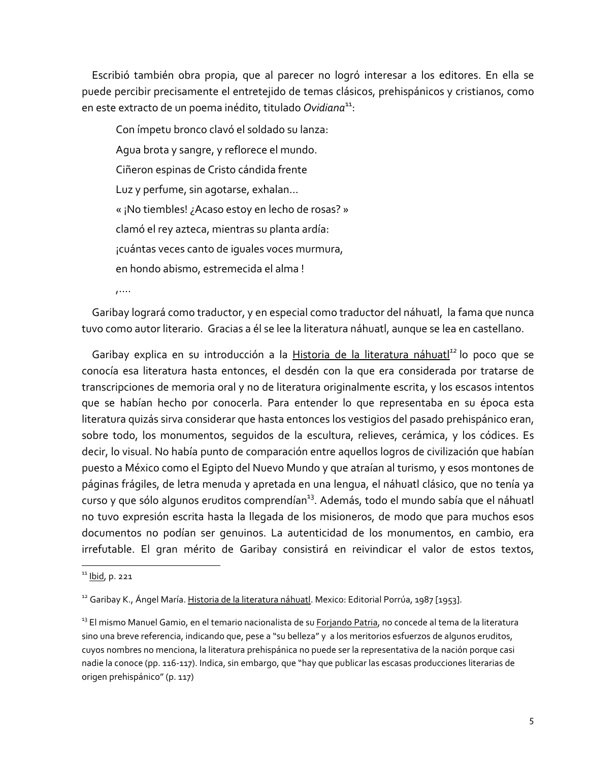Escribió también obra propia, que al parecer no logró interesar a los editores. En ella se puede percibir precisamente el entretejido de temas clásicos, prehispánicos y cristianos, como en este extracto de un poema inédito, titulado *Ovidiana*[11]:

> Con ímpetu bronco clavó el soldado su lanza:
>
> Agua brota y sangre, y reflorece el mundo.
>
> Ciñeron espinas de Cristo cándida frente
>
> Luz y perfume, sin agotarse, exhalan…
>
> « ¡No tiembles! ¿Acaso estoy en lecho de rosas? »
>
> clamó el rey azteca, mientras su planta ardía:
>
> ¡cuántas veces canto de iguales voces murmura,
>
> en hondo abismo, estremecida el alma !
>
> ;….

Garibay logrará como traductor, y en especial como traductor del náhuatl, la fama que nunca tuvo como autor literario. Gracias a él se lee la literatura náhuatl, aunque se lea en castellano.

Garibay explica en su introducción a la Historia de la literatura náhuatl[12] lo poco que se conocía esa literatura hasta entonces, el desdén con la que era considerada por tratarse de transcripciones de memoria oral y no de literatura originalmente escrita, y los escasos intentos que se habían hecho por conocerla. Para entender lo que representaba en su época esta literatura quizás sirva considerar que hasta entonces los vestigios del pasado prehispánico eran, sobre todo, los monumentos, seguidos de la escultura, relieves, cerámica, y los códices. Es decir, lo visual. No había punto de comparación entre aquellos logros de civilización que habían puesto a México como el Egipto del Nuevo Mundo y que atraían al turismo, y esos montones de páginas frágiles, de letra menuda y apretada en una lengua, el náhuatl clásico, que no tenía ya curso y que sólo algunos eruditos comprendían[13]. Además, todo el mundo sabía que el náhuatl no tuvo expresión escrita hasta la llegada de los misioneros, de modo que para muchos esos documentos no podían ser genuinos. La autenticidad de los monumentos, en cambio, era irrefutable. El gran mérito de Garibay consistirá en reivindicar el valor de estos textos,

---

[11] Ibid, p. 221

[12] Garibay K., Ángel María. Historia de la literatura náhuatl. Mexico: Editorial Porrúa, 1987 [1953].

[13] El mismo Manuel Gamio, en el temario nacionalista de su Forjando Patria, no concede al tema de la literatura sino una breve referencia, indicando que, pese a "su belleza" y a los meritorios esfuerzos de algunos eruditos, cuyos nombres no menciona, la literatura prehispánica no puede ser la representativa de la nación porque casi nadie la conoce (pp. 116-117). Indica, sin embargo, que "hay que publicar las escasas producciones literarias de origen prehispánico" (p. 117)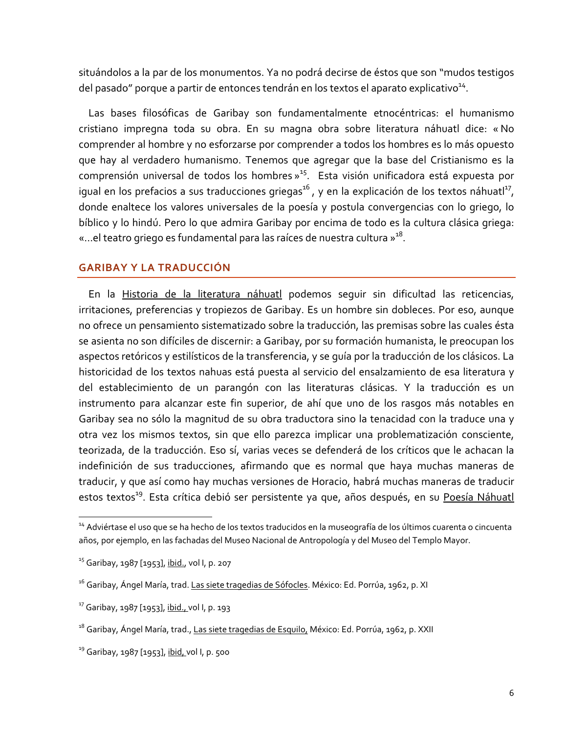situándolos a la par de los monumentos. Ya no podrá decirse de éstos que son "mudos testigos del pasado" porque a partir de entonces tendrán en los textos el aparato explicativo[14].

Las bases filosóficas de Garibay son fundamentalmente etnocéntricas: el humanismo cristiano impregna toda su obra. En su magna obra sobre literatura náhuatl dice: « No comprender al hombre y no esforzarse por comprender a todos los hombres es lo más opuesto que hay al verdadero humanismo. Tenemos que agregar que la base del Cristianismo es la comprensión universal de todos los hombres »[15]. Esta visión unificadora está expuesta por igual en los prefacios a sus traducciones griegas[16], y en la explicación de los textos náhuatl[17], donde enaltece los valores universales de la poesía y postula convergencias con lo griego, lo bíblico y lo hindú. Pero lo que admira Garibay por encima de todo es la cultura clásica griega: «...el teatro griego es fundamental para las raíces de nuestra cultura »[18].

## GARIBAY Y LA TRADUCCIÓN

En la Historia de la literatura náhuatl podemos seguir sin dificultad las reticencias, irritaciones, preferencias y tropiezos de Garibay. Es un hombre sin dobleces. Por eso, aunque no ofrece un pensamiento sistematizado sobre la traducción, las premisas sobre las cuales ésta se asienta no son difíciles de discernir: a Garibay, por su formación humanista, le preocupan los aspectos retóricos y estilísticos de la transferencia, y se guía por la traducción de los clásicos. La historicidad de los textos nahuas está puesta al servicio del ensalzamiento de esa literatura y del establecimiento de un parangón con las literaturas clásicas. Y la traducción es un instrumento para alcanzar este fin superior, de ahí que uno de los rasgos más notables en Garibay sea no sólo la magnitud de su obra traductora sino la tenacidad con la traduce una y otra vez los mismos textos, sin que ello parezca implicar una problematización consciente, teorizada, de la traducción. Eso sí, varias veces se defenderá de los críticos que le achacan la indefinición de sus traducciones, afirmando que es normal que haya muchas maneras de traducir, y que así como hay muchas versiones de Horacio, habrá muchas maneras de traducir estos textos[19]. Esta crítica debió ser persistente ya que, años después, en su Poesía Náhuatl

---

[14] Adviértase el uso que se ha hecho de los textos traducidos en la museografía de los últimos cuarenta o cincuenta años, por ejemplo, en las fachadas del Museo Nacional de Antropología y del Museo del Templo Mayor.

[15] Garibay, 1987 [1953], ibid., vol I, p. 207

[16] Garibay, Ángel María, trad. Las siete tragedias de Sófocles. México: Ed. Porrúa, 1962, p. XI

[17] Garibay, 1987 [1953], ibid., vol I, p. 193

[18] Garibay, Ángel María, trad., Las siete tragedias de Esquilo, México: Ed. Porrúa, 1962, p. XXII

[19] Garibay, 1987 [1953], ibid, vol I, p. 500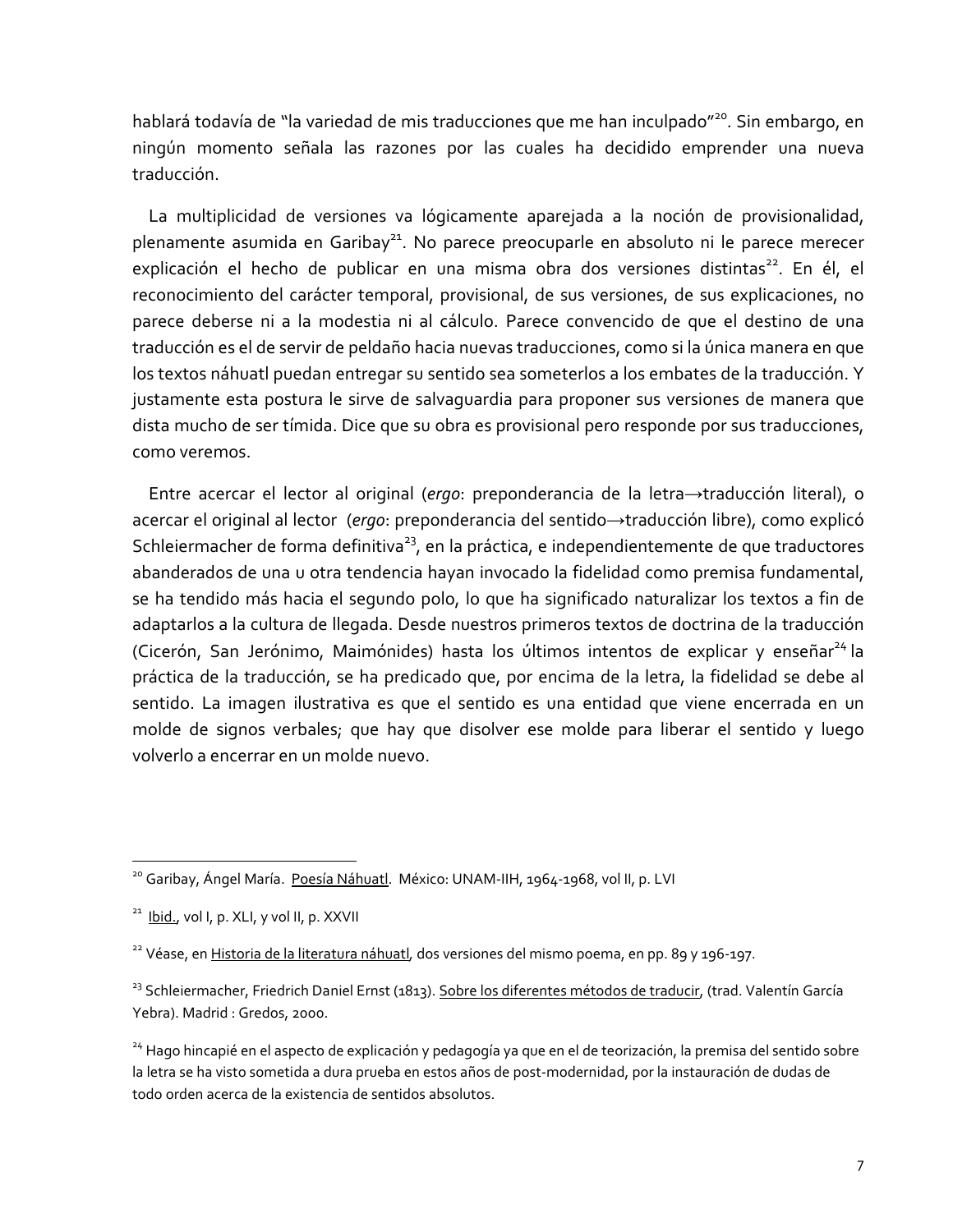hablará todavía de "la variedad de mis traducciones que me han inculpado"[20]. Sin embargo, en ningún momento señala las razones por las cuales ha decidido emprender una nueva traducción.

La multiplicidad de versiones va lógicamente aparejada a la noción de provisionalidad, plenamente asumida en Garibay[21]. No parece preocuparle en absoluto ni le parece merecer explicación el hecho de publicar en una misma obra dos versiones distintas[22]. En él, el reconocimiento del carácter temporal, provisional, de sus versiones, de sus explicaciones, no parece deberse ni a la modestia ni al cálculo. Parece convencido de que el destino de una traducción es el de servir de peldaño hacia nuevas traducciones, como si la única manera en que los textos náhuatl puedan entregar su sentido sea someterlos a los embates de la traducción. Y justamente esta postura le sirve de salvaguardia para proponer sus versiones de manera que dista mucho de ser tímida. Dice que su obra es provisional pero responde por sus traducciones, como veremos.

Entre acercar el lector al original (*ergo*: preponderancia de la letra→traducción literal), o acercar el original al lector (*ergo*: preponderancia del sentido→traducción libre), como explicó Schleiermacher de forma definitiva[23], en la práctica, e independientemente de que traductores abanderados de una u otra tendencia hayan invocado la fidelidad como premisa fundamental, se ha tendido más hacia el segundo polo, lo que ha significado naturalizar los textos a fin de adaptarlos a la cultura de llegada. Desde nuestros primeros textos de doctrina de la traducción (Cicerón, San Jerónimo, Maimónides) hasta los últimos intentos de explicar y enseñar[24] la práctica de la traducción, se ha predicado que, por encima de la letra, la fidelidad se debe al sentido. La imagen ilustrativa es que el sentido es una entidad que viene encerrada en un molde de signos verbales; que hay que disolver ese molde para liberar el sentido y luego volverlo a encerrar en un molde nuevo.

---

[20] Garibay, Ángel María. Poesía Náhuatl. México: UNAM-IIH, 1964-1968, vol II, p. LVI

[21] Ibid., vol I, p. XLI, y vol II, p. XXVII

[22] Véase, en Historia de la literatura náhuatl, dos versiones del mismo poema, en pp. 89 y 196-197.

[23] Schleiermacher, Friedrich Daniel Ernst (1813). Sobre los diferentes métodos de traducir, (trad. Valentín García Yebra). Madrid : Gredos, 2000.

[24] Hago hincapié en el aspecto de explicación y pedagogía ya que en el de teorización, la premisa del sentido sobre la letra se ha visto sometida a dura prueba en estos años de post-modernidad, por la instauración de dudas de todo orden acerca de la existencia de sentidos absolutos.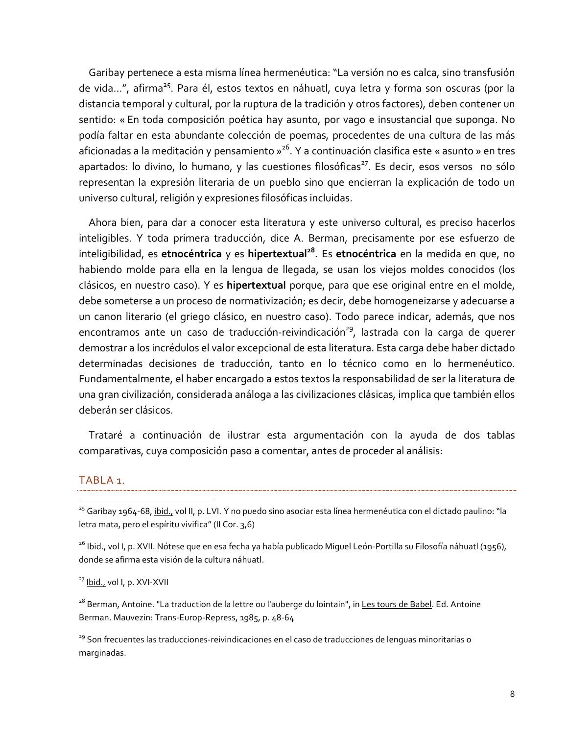Garibay pertenece a esta misma línea hermenéutica: "La versión no es calca, sino transfusión de vida...", afirma[25]. Para él, estos textos en náhuatl, cuya letra y forma son oscuras (por la distancia temporal y cultural, por la ruptura de la tradición y otros factores), deben contener un sentido: « En toda composición poética hay asunto, por vago e insustancial que suponga. No podía faltar en esta abundante colección de poemas, procedentes de una cultura de las más aficionadas a la meditación y pensamiento »[26]. Y a continuación clasifica este « asunto » en tres apartados: lo divino, lo humano, y las cuestiones filosóficas[27]. Es decir, esos versos no sólo representan la expresión literaria de un pueblo sino que encierran la explicación de todo un universo cultural, religión y expresiones filosóficas incluidas.

Ahora bien, para dar a conocer esta literatura y este universo cultural, es preciso hacerlos inteligibles. Y toda primera traducción, dice A. Berman, precisamente por ese esfuerzo de inteligibilidad, es **etnocéntrica** y es **hipertextual[28].** Es **etnocéntrica** en la medida en que, no habiendo molde para ella en la lengua de llegada, se usan los viejos moldes conocidos (los clásicos, en nuestro caso). Y es **hipertextual** porque, para que ese original entre en el molde, debe someterse a un proceso de normativización; es decir, debe homogeneizarse y adecuarse a un canon literario (el griego clásico, en nuestro caso). Todo parece indicar, además, que nos encontramos ante un caso de traducción-reivindicación[29], lastrada con la carga de querer demostrar a los incrédulos el valor excepcional de esta literatura. Esta carga debe haber dictado determinadas decisiones de traducción, tanto en lo técnico como en lo hermenéutico. Fundamentalmente, el haber encargado a estos textos la responsabilidad de ser la literatura de una gran civilización, considerada análoga a las civilizaciones clásicas, implica que también ellos deberán ser clásicos.

Trataré a continuación de ilustrar esta argumentación con la ayuda de dos tablas comparativas, cuya composición paso a comentar, antes de proceder al análisis:

## TABLA 1.

---

[25] Garibay 1964-68, ibid., vol II, p. LVI. Y no puedo sino asociar esta línea hermenéutica con el dictado paulino: "la letra mata, pero el espíritu vivifica" (II Cor. 3,6)

[26] Ibid., vol I, p. XVII. Nótese que en esa fecha ya había publicado Miguel León-Portilla su Filosofía náhuatl (1956), donde se afirma esta visión de la cultura náhuatl.

[27] Ibid., vol I, p. XVI-XVII

[28] Berman, Antoine. "La traduction de la lettre ou l'auberge du lointain", in Les tours de Babel. Ed. Antoine Berman. Mauvezin: Trans-Europ-Repress, 1985, p. 48-64

[29] Son frecuentes las traducciones-reivindicaciones en el caso de traducciones de lenguas minoritarias o marginadas.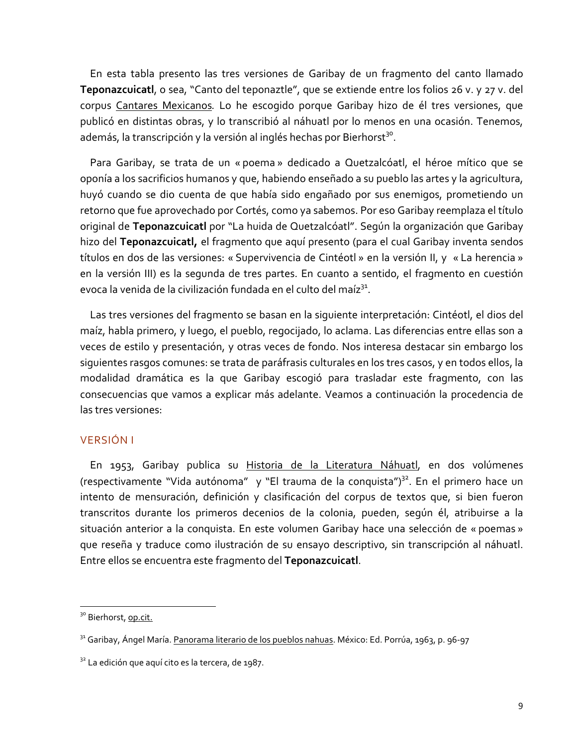En esta tabla presento las tres versiones de Garibay de un fragmento del canto llamado **Teponazcuicatl**, o sea, "Canto del teponaztle", que se extiende entre los folios 26 v. y 27 v. del corpus Cantares Mexicanos*.* Lo he escogido porque Garibay hizo de él tres versiones, que publicó en distintas obras, y lo transcribió al náhuatl por lo menos en una ocasión. Tenemos, además, la transcripción y la versión al inglés hechas por Bierhorst[30].

Para Garibay, se trata de un « poema » dedicado a Quetzalcóatl, el héroe mítico que se oponía a los sacrificios humanos y que, habiendo enseñado a su pueblo las artes y la agricultura, huyó cuando se dio cuenta de que había sido engañado por sus enemigos, prometiendo un retorno que fue aprovechado por Cortés, como ya sabemos. Por eso Garibay reemplaza el título original de **Teponazcuicatl** por "La huida de Quetzalcóatl". Según la organización que Garibay hizo del **Teponazcuicatl,** el fragmento que aquí presento (para el cual Garibay inventa sendos títulos en dos de las versiones: « Supervivencia de Cintéotl » en la versión II, y « La herencia » en la versión III) es la segunda de tres partes. En cuanto a sentido, el fragmento en cuestión evoca la venida de la civilización fundada en el culto del maíz[31].

Las tres versiones del fragmento se basan en la siguiente interpretación: Cintéotl, el dios del maíz, habla primero, y luego, el pueblo, regocijado, lo aclama. Las diferencias entre ellas son a veces de estilo y presentación, y otras veces de fondo. Nos interesa destacar sin embargo los siguientes rasgos comunes: se trata de paráfrasis culturales en los tres casos, y en todos ellos, la modalidad dramática es la que Garibay escogió para trasladar este fragmento, con las consecuencias que vamos a explicar más adelante. Veamos a continuación la procedencia de las tres versiones:

## VERSIÓN I

En 1953, Garibay publica su Historia de la Literatura Náhuatl, en dos volúmenes (respectivamente "Vida autónoma" y "El trauma de la conquista")[32]. En el primero hace un intento de mensuración, definición y clasificación del corpus de textos que, si bien fueron transcritos durante los primeros decenios de la colonia, pueden, según él, atribuirse a la situación anterior a la conquista. En este volumen Garibay hace una selección de « poemas » que reseña y traduce como ilustración de su ensayo descriptivo, sin transcripción al náhuatl. Entre ellos se encuentra este fragmento del **Teponazcuicatl**.

---

[30] Bierhorst, op.cit.

[31] Garibay, Ángel María. Panorama literario de los pueblos nahuas. México: Ed. Porrúa, 1963, p. 96-97

[32] La edición que aquí cito es la tercera, de 1987.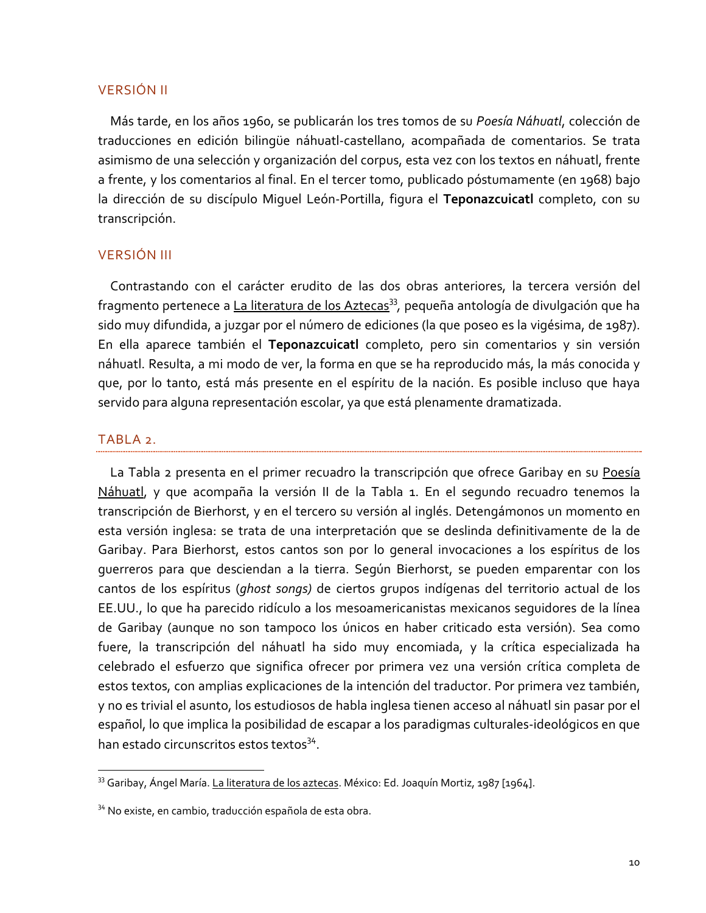### VERSIÓN II

Más tarde, en los años 1960, se publicarán los tres tomos de su *Poesía Náhuatl*, colección de traducciones en edición bilingüe náhuatl-castellano, acompañada de comentarios. Se trata asimismo de una selección y organización del corpus, esta vez con los textos en náhuatl, frente a frente, y los comentarios al final. En el tercer tomo, publicado póstumamente (en 1968) bajo la dirección de su discípulo Miguel León-Portilla, figura el **Teponazcuicatl** completo, con su transcripción.

### VERSIÓN III

Contrastando con el carácter erudito de las dos obras anteriores, la tercera versión del fragmento pertenece a La literatura de los Aztecas[33], pequeña antología de divulgación que ha sido muy difundida, a juzgar por el número de ediciones (la que poseo es la vigésima, de 1987). En ella aparece también el **Teponazcuicatl** completo, pero sin comentarios y sin versión náhuatl. Resulta, a mi modo de ver, la forma en que se ha reproducido más, la más conocida y que, por lo tanto, está más presente en el espíritu de la nación. Es posible incluso que haya servido para alguna representación escolar, ya que está plenamente dramatizada.

### TABLA 2.

La Tabla 2 presenta en el primer recuadro la transcripción que ofrece Garibay en su Poesía Náhuatl, y que acompaña la versión II de la Tabla 1. En el segundo recuadro tenemos la transcripción de Bierhorst, y en el tercero su versión al inglés. Detengámonos un momento en esta versión inglesa: se trata de una interpretación que se deslinda definitivamente de la de Garibay. Para Bierhorst, estos cantos son por lo general invocaciones a los espíritus de los guerreros para que desciendan a la tierra. Según Bierhorst, se pueden emparentar con los cantos de los espíritus (*ghost songs)* de ciertos grupos indígenas del territorio actual de los EE.UU., lo que ha parecido ridículo a los mesoamericanistas mexicanos seguidores de la línea de Garibay (aunque no son tampoco los únicos en haber criticado esta versión). Sea como fuere, la transcripción del náhuatl ha sido muy encomiada, y la crítica especializada ha celebrado el esfuerzo que significa ofrecer por primera vez una versión crítica completa de estos textos, con amplias explicaciones de la intención del traductor. Por primera vez también, y no es trivial el asunto, los estudiosos de habla inglesa tienen acceso al náhuatl sin pasar por el español, lo que implica la posibilidad de escapar a los paradigmas culturales-ideológicos en que han estado circunscritos estos textos[34].

---

[33] Garibay, Ángel María. La literatura de los aztecas. México: Ed. Joaquín Mortiz, 1987 [1964].

[34] No existe, en cambio, traducción española de esta obra.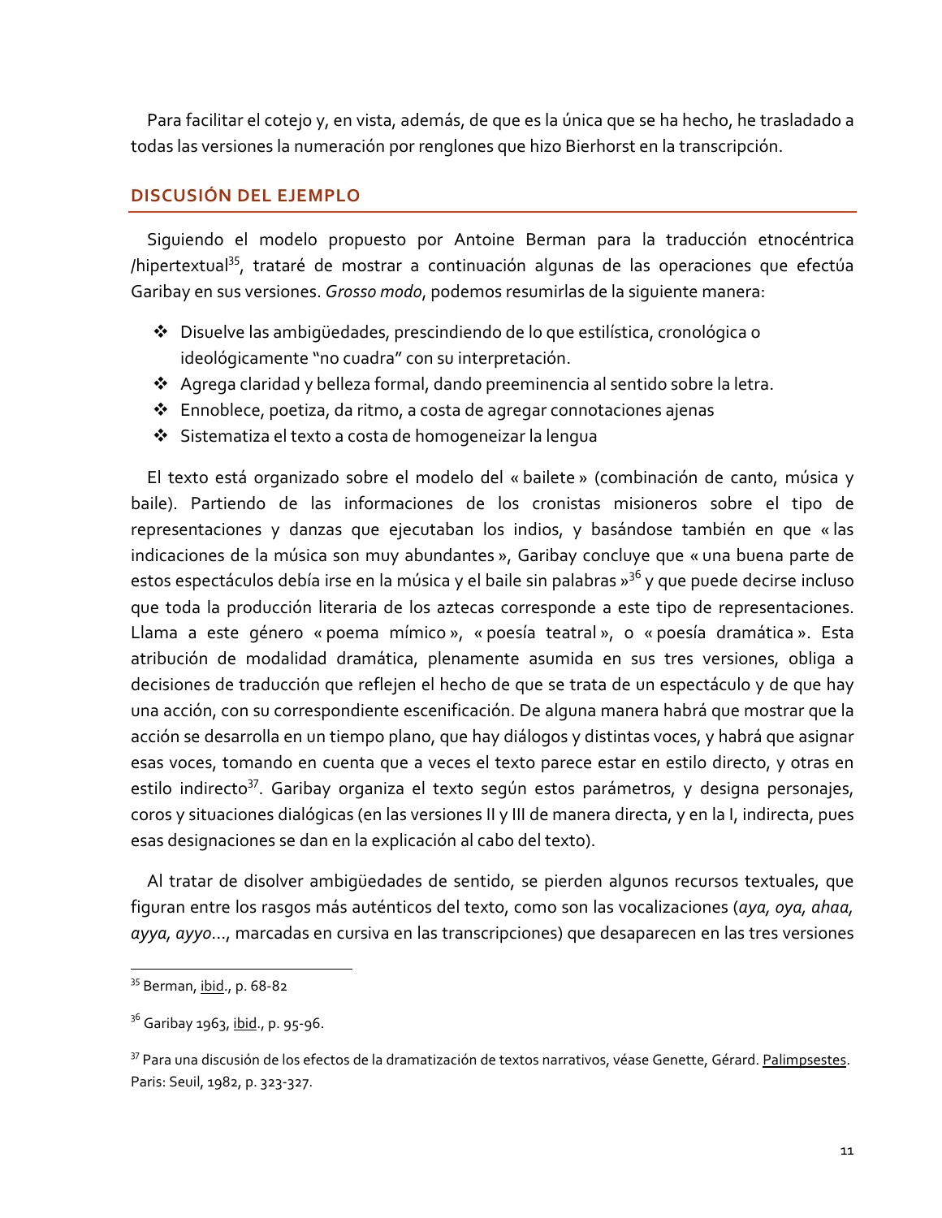Para facilitar el cotejo y, en vista, además, de que es la única que se ha hecho, he trasladado a todas las versiones la numeración por renglones que hizo Bierhorst en la transcripción.

## DISCUSIÓN DEL EJEMPLO

Siguiendo el modelo propuesto por Antoine Berman para la traducción etnocéntrica /hipertextual[35], trataré de mostrar a continuación algunas de las operaciones que efectúa Garibay en sus versiones. *Grosso modo*, podemos resumirlas de la siguiente manera:

- Disuelve las ambigüedades, prescindiendo de lo que estilística, cronológica o ideológicamente "no cuadra" con su interpretación.
- Agrega claridad y belleza formal, dando preeminencia al sentido sobre la letra.
- Ennoblece, poetiza, da ritmo, a costa de agregar connotaciones ajenas
- Sistematiza el texto a costa de homogeneizar la lengua

El texto está organizado sobre el modelo del « bailete » (combinación de canto, música y baile). Partiendo de las informaciones de los cronistas misioneros sobre el tipo de representaciones y danzas que ejecutaban los indios, y basándose también en que « las indicaciones de la música son muy abundantes », Garibay concluye que « una buena parte de estos espectáculos debía irse en la música y el baile sin palabras »[36] y que puede decirse incluso que toda la producción literaria de los aztecas corresponde a este tipo de representaciones. Llama a este género « poema mímico », « poesía teatral », o « poesía dramática ». Esta atribución de modalidad dramática, plenamente asumida en sus tres versiones, obliga a decisiones de traducción que reflejen el hecho de que se trata de un espectáculo y de que hay una acción, con su correspondiente escenificación. De alguna manera habrá que mostrar que la acción se desarrolla en un tiempo plano, que hay diálogos y distintas voces, y habrá que asignar esas voces, tomando en cuenta que a veces el texto parece estar en estilo directo, y otras en estilo indirecto[37]. Garibay organiza el texto según estos parámetros, y designa personajes, coros y situaciones dialógicas (en las versiones II y III de manera directa, y en la I, indirecta, pues esas designaciones se dan en la explicación al cabo del texto).

Al tratar de disolver ambigüedades de sentido, se pierden algunos recursos textuales, que figuran entre los rasgos más auténticos del texto, como son las vocalizaciones (*aya, oya, ahaa, ayya, ayyo*..., marcadas en cursiva en las transcripciones) que desaparecen en las tres versiones

---

[35] Berman, ibid., p. 68-82

[36] Garibay 1963, ibid., p. 95-96.

[37] Para una discusión de los efectos de la dramatización de textos narrativos, véase Genette, Gérard. Palimpsestes. Paris: Seuil, 1982, p. 323-327.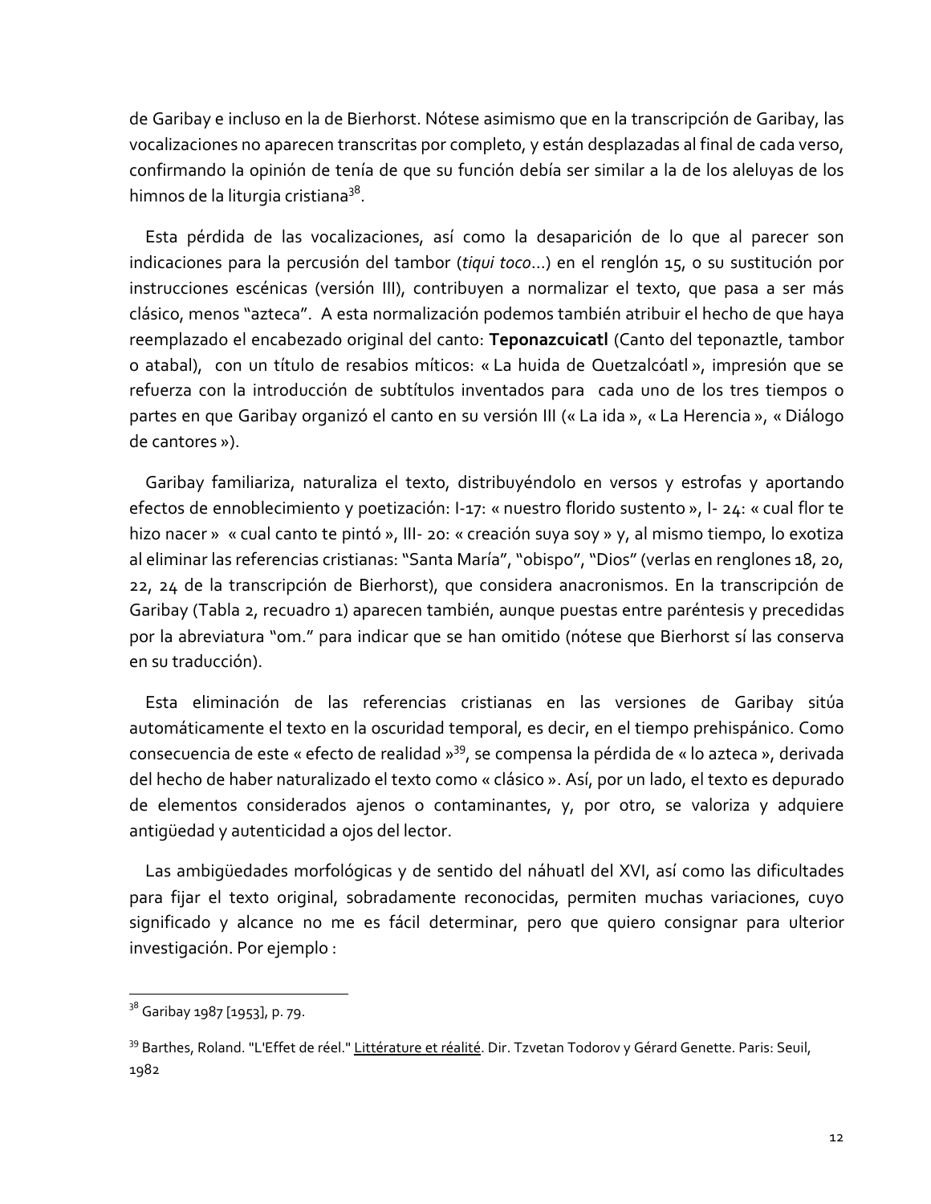de Garibay e incluso en la de Bierhorst. Nótese asimismo que en la transcripción de Garibay, las vocalizaciones no aparecen transcritas por completo, y están desplazadas al final de cada verso, confirmando la opinión de tenía de que su función debía ser similar a la de los aleluyas de los himnos de la liturgia cristiana[38].

Esta pérdida de las vocalizaciones, así como la desaparición de lo que al parecer son indicaciones para la percusión del tambor (*tiqui toco*…) en el renglón 15, o su sustitución por instrucciones escénicas (versión III), contribuyen a normalizar el texto, que pasa a ser más clásico, menos "azteca". A esta normalización podemos también atribuir el hecho de que haya reemplazado el encabezado original del canto: **Teponazcuicatl** (Canto del teponaztle, tambor o atabal), con un título de resabios míticos: « La huida de Quetzalcóatl », impresión que se refuerza con la introducción de subtítulos inventados para cada uno de los tres tiempos o partes en que Garibay organizó el canto en su versión III (« La ida », « La Herencia », « Diálogo de cantores »).

Garibay familiariza, naturaliza el texto, distribuyéndolo en versos y estrofas y aportando efectos de ennoblecimiento y poetización: I-17: « nuestro florido sustento », I- 24: « cual flor te hizo nacer » « cual canto te pintó », III- 20: « creación suya soy » y, al mismo tiempo, lo exotiza al eliminar las referencias cristianas: "Santa María", "obispo", "Dios" (verlas en renglones 18, 20, 22, 24 de la transcripción de Bierhorst), que considera anacronismos. En la transcripción de Garibay (Tabla 2, recuadro 1) aparecen también, aunque puestas entre paréntesis y precedidas por la abreviatura "om." para indicar que se han omitido (nótese que Bierhorst sí las conserva en su traducción).

Esta eliminación de las referencias cristianas en las versiones de Garibay sitúa automáticamente el texto en la oscuridad temporal, es decir, en el tiempo prehispánico. Como consecuencia de este « efecto de realidad »[39], se compensa la pérdida de « lo azteca », derivada del hecho de haber naturalizado el texto como « clásico ». Así, por un lado, el texto es depurado de elementos considerados ajenos o contaminantes, y, por otro, se valoriza y adquiere antigüedad y autenticidad a ojos del lector.

Las ambigüedades morfológicas y de sentido del náhuatl del XVI, así como las dificultades para fijar el texto original, sobradamente reconocidas, permiten muchas variaciones, cuyo significado y alcance no me es fácil determinar, pero que quiero consignar para ulterior investigación. Por ejemplo :

---

[38] Garibay 1987 [1953], p. 79.

[39] Barthes, Roland. "L'Effet de réel." Littérature et réalité. Dir. Tzvetan Todorov y Gérard Genette. Paris: Seuil, 1982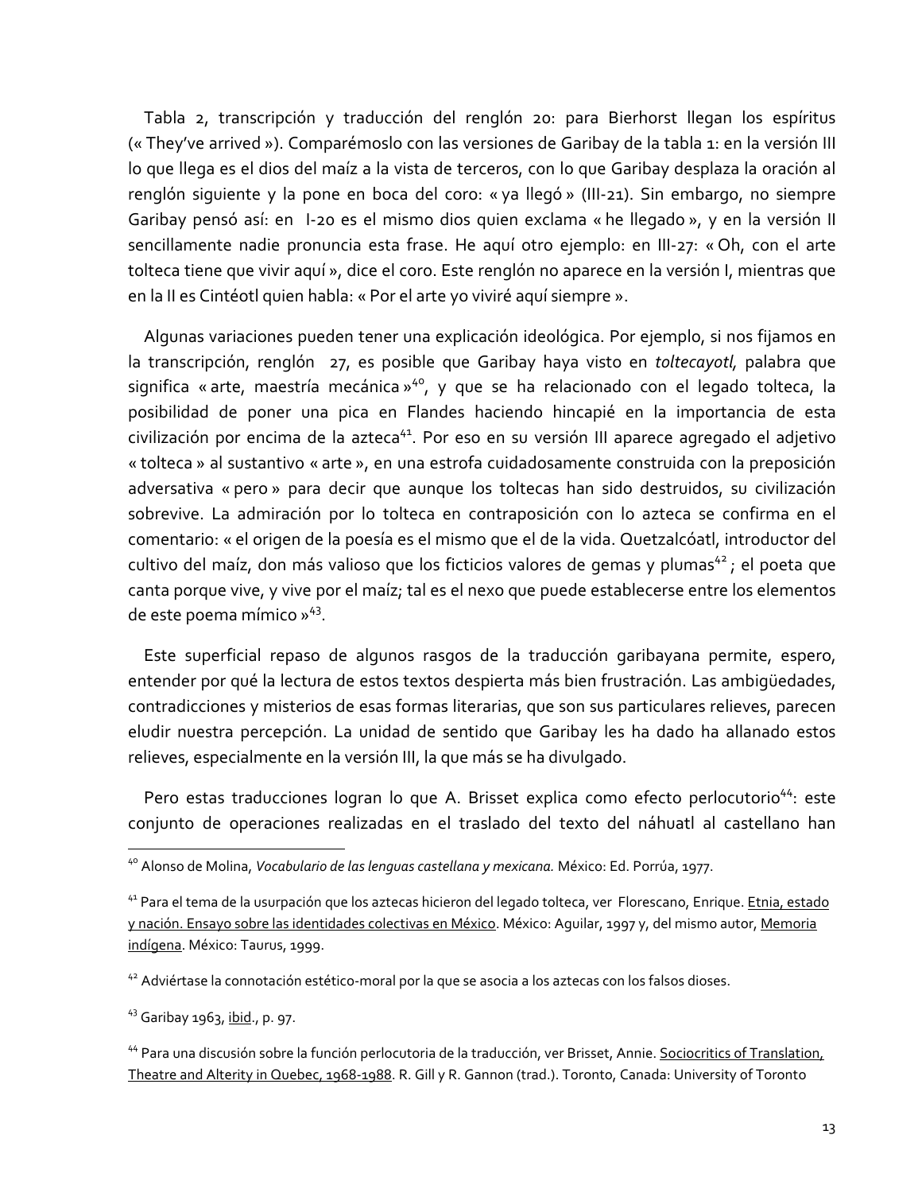Tabla 2, transcripción y traducción del renglón 20: para Bierhorst llegan los espíritus (« They've arrived »). Comparémoslo con las versiones de Garibay de la tabla 1: en la versión III lo que llega es el dios del maíz a la vista de terceros, con lo que Garibay desplaza la oración al renglón siguiente y la pone en boca del coro: « ya llegó » (III-21). Sin embargo, no siempre Garibay pensó así: en I-20 es el mismo dios quien exclama « he llegado », y en la versión II sencillamente nadie pronuncia esta frase. He aquí otro ejemplo: en III-27: « Oh, con el arte tolteca tiene que vivir aquí », dice el coro. Este renglón no aparece en la versión I, mientras que en la II es Cintéotl quien habla: « Por el arte yo viviré aquí siempre ».

Algunas variaciones pueden tener una explicación ideológica. Por ejemplo, si nos fijamos en la transcripción, renglón 27, es posible que Garibay haya visto en *toltecayotl,* palabra que significa « arte, maestría mecánica »[40], y que se ha relacionado con el legado tolteca, la posibilidad de poner una pica en Flandes haciendo hincapié en la importancia de esta civilización por encima de la azteca[41]. Por eso en su versión III aparece agregado el adjetivo « tolteca » al sustantivo « arte », en una estrofa cuidadosamente construida con la preposición adversativa « pero » para decir que aunque los toltecas han sido destruidos, su civilización sobrevive. La admiración por lo tolteca en contraposición con lo azteca se confirma en el comentario: « el origen de la poesía es el mismo que el de la vida. Quetzalcóatl, introductor del cultivo del maíz, don más valioso que los ficticios valores de gemas y plumas[42]; el poeta que canta porque vive, y vive por el maíz; tal es el nexo que puede establecerse entre los elementos de este poema mímico »[43].

Este superficial repaso de algunos rasgos de la traducción garibayana permite, espero, entender por qué la lectura de estos textos despierta más bien frustración. Las ambigüedades, contradicciones y misterios de esas formas literarias, que son sus particulares relieves, parecen eludir nuestra percepción. La unidad de sentido que Garibay les ha dado ha allanado estos relieves, especialmente en la versión III, la que más se ha divulgado.

Pero estas traducciones logran lo que A. Brisset explica como efecto perlocutorio[44]: este conjunto de operaciones realizadas en el traslado del texto del náhuatl al castellano han

---

[40] Alonso de Molina, *Vocabulario de las lenguas castellana y mexicana.* México: Ed. Porrúa, 1977.

[41] Para el tema de la usurpación que los aztecas hicieron del legado tolteca, ver Florescano, Enrique. Etnia, estado y nación. Ensayo sobre las identidades colectivas en México. México: Aguilar, 1997 y, del mismo autor, Memoria indígena. México: Taurus, 1999.

[42] Adviértase la connotación estético-moral por la que se asocia a los aztecas con los falsos dioses.

[43] Garibay 1963, ibid., p. 97.

[44] Para una discusión sobre la función perlocutoria de la traducción, ver Brisset, Annie. Sociocritics of Translation, Theatre and Alterity in Quebec, 1968-1988. R. Gill y R. Gannon (trad.). Toronto, Canada: University of Toronto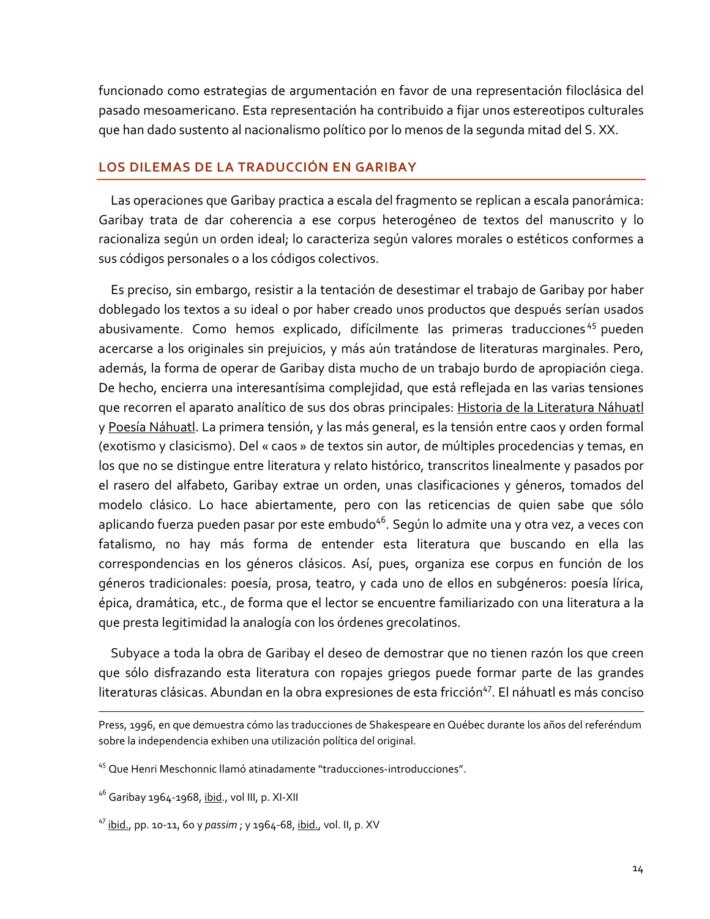funcionado como estrategias de argumentación en favor de una representación filoclásica del pasado mesoamericano. Esta representación ha contribuido a fijar unos estereotipos culturales que han dado sustento al nacionalismo político por lo menos de la segunda mitad del S. XX.

## LOS DILEMAS DE LA TRADUCCIÓN EN GARIBAY

Las operaciones que Garibay practica a escala del fragmento se replican a escala panorámica: Garibay trata de dar coherencia a ese corpus heterogéneo de textos del manuscrito y lo racionaliza según un orden ideal; lo caracteriza según valores morales o estéticos conformes a sus códigos personales o a los códigos colectivos.

Es preciso, sin embargo, resistir a la tentación de desestimar el trabajo de Garibay por haber doblegado los textos a su ideal o por haber creado unos productos que después serían usados abusivamente. Como hemos explicado, difícilmente las primeras traducciones[45] pueden acercarse a los originales sin prejuicios, y más aún tratándose de literaturas marginales. Pero, además, la forma de operar de Garibay dista mucho de un trabajo burdo de apropiación ciega. De hecho, encierra una interesantísima complejidad, que está reflejada en las varias tensiones que recorren el aparato analítico de sus dos obras principales: Historia de la Literatura Náhuatl y Poesía Náhuatl. La primera tensión, y las más general, es la tensión entre caos y orden formal (exotismo y clasicismo). Del « caos » de textos sin autor, de múltiples procedencias y temas, en los que no se distingue entre literatura y relato histórico, transcritos linealmente y pasados por el rasero del alfabeto, Garibay extrae un orden, unas clasificaciones y géneros, tomados del modelo clásico. Lo hace abiertamente, pero con las reticencias de quien sabe que sólo aplicando fuerza pueden pasar por este embudo[46]. Según lo admite una y otra vez, a veces con fatalismo, no hay más forma de entender esta literatura que buscando en ella las correspondencias en los géneros clásicos. Así, pues, organiza ese corpus en función de los géneros tradicionales: poesía, prosa, teatro, y cada uno de ellos en subgéneros: poesía lírica, épica, dramática, etc., de forma que el lector se encuentre familiarizado con una literatura a la que presta legitimidad la analogía con los órdenes grecolatinos.

Subyace a toda la obra de Garibay el deseo de demostrar que no tienen razón los que creen que sólo disfrazando esta literatura con ropajes griegos puede formar parte de las grandes literaturas clásicas. Abundan en la obra expresiones de esta fricción[47]. El náhuatl es más conciso

---

Press, 1996, en que demuestra cómo las traducciones de Shakespeare en Québec durante los años del referéndum sobre la independencia exhiben una utilización política del original.

[45] Que Henri Meschonnic llamó atinadamente "traducciones-introducciones".

[46] Garibay 1964-1968, ibid., vol III, p. XI-XII

[47] ibid., pp. 10-11, 60 y *passim* ; y 1964-68, ibid., vol. II, p. XV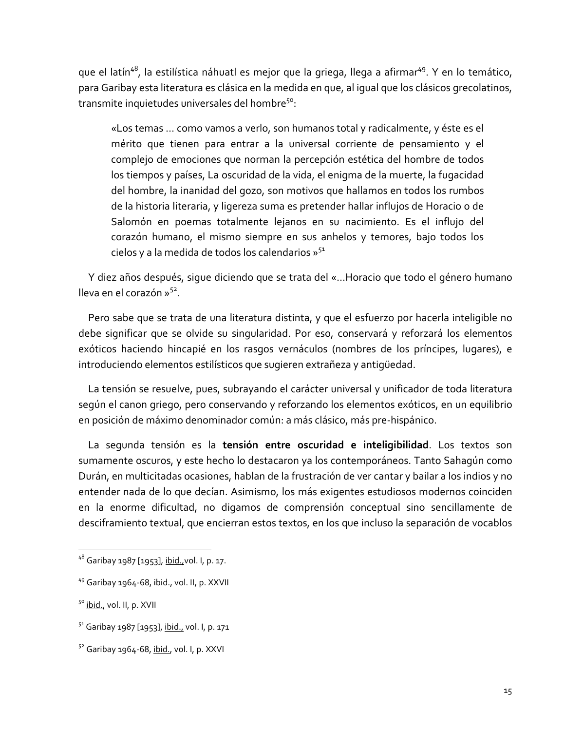que el latín[48], la estilística náhuatl es mejor que la griega, llega a afirmar[49]. Y en lo temático, para Garibay esta literatura es clásica en la medida en que, al igual que los clásicos grecolatinos, transmite inquietudes universales del hombre[50]:

> «Los temas … como vamos a verlo, son humanos total y radicalmente, y éste es el mérito que tienen para entrar a la universal corriente de pensamiento y el complejo de emociones que norman la percepción estética del hombre de todos los tiempos y países, La oscuridad de la vida, el enigma de la muerte, la fugacidad del hombre, la inanidad del gozo, son motivos que hallamos en todos los rumbos de la historia literaria, y ligereza suma es pretender hallar influjos de Horacio o de Salomón en poemas totalmente lejanos en su nacimiento. Es el influjo del corazón humano, el mismo siempre en sus anhelos y temores, bajo todos los cielos y a la medida de todos los calendarios »[51]

Y diez años después, sigue diciendo que se trata del «…Horacio que todo el género humano lleva en el corazón »[52].

Pero sabe que se trata de una literatura distinta, y que el esfuerzo por hacerla inteligible no debe significar que se olvide su singularidad. Por eso, conservará y reforzará los elementos exóticos haciendo hincapié en los rasgos vernáculos (nombres de los príncipes, lugares), e introduciendo elementos estilísticos que sugieren extrañeza y antigüedad.

La tensión se resuelve, pues, subrayando el carácter universal y unificador de toda literatura según el canon griego, pero conservando y reforzando los elementos exóticos, en un equilibrio en posición de máximo denominador común: a más clásico, más pre-hispánico.

La segunda tensión es la **tensión entre oscuridad e inteligibilidad**. Los textos son sumamente oscuros, y este hecho lo destacaron ya los contemporáneos. Tanto Sahagún como Durán, en multicitadas ocasiones, hablan de la frustración de ver cantar y bailar a los indios y no entender nada de lo que decían. Asimismo, los más exigentes estudiosos modernos coinciden en la enorme dificultad, no digamos de comprensión conceptual sino sencillamente de desciframiento textual, que encierran estos textos, en los que incluso la separación de vocablos

---

[48] Garibay 1987 [1953], ibid., vol. I, p. 17.

[49] Garibay 1964-68, ibid., vol. II, p. XXVII

[50] ibid., vol. II, p. XVII

[51] Garibay 1987 [1953], ibid., vol. I, p. 171

[52] Garibay 1964-68, ibid., vol. I, p. XXVI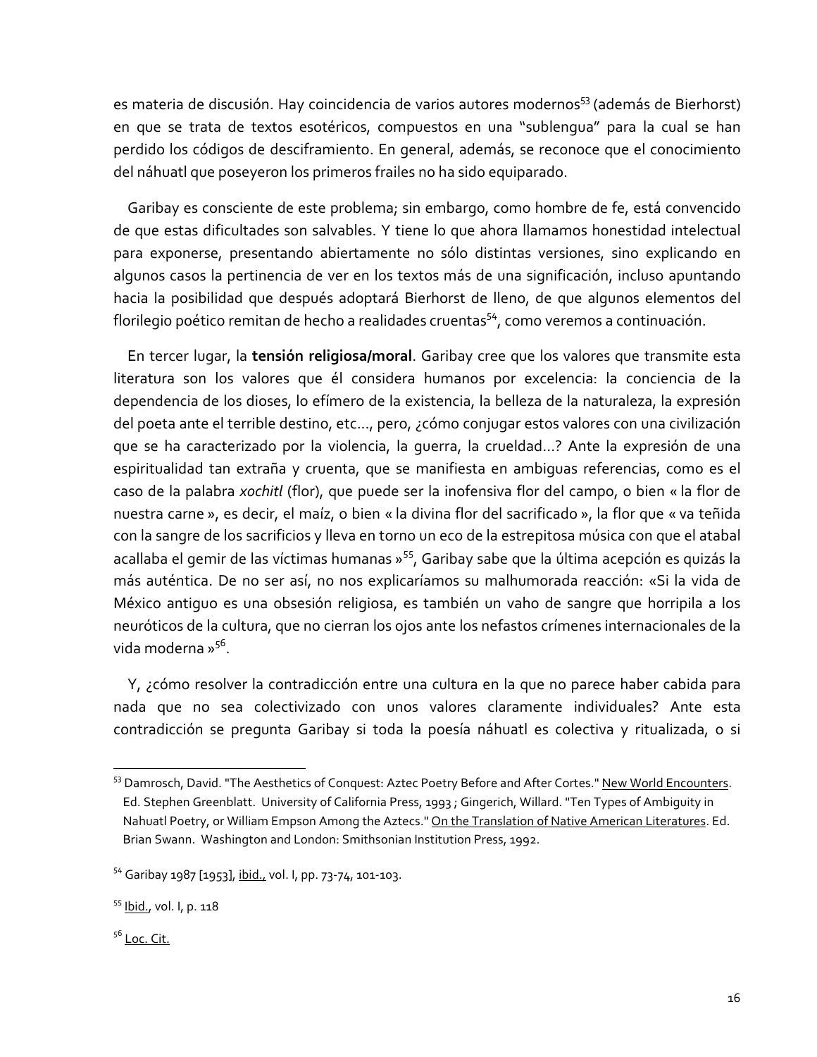es materia de discusión. Hay coincidencia de varios autores modernos[53] (además de Bierhorst) en que se trata de textos esotéricos, compuestos en una "sublengua" para la cual se han perdido los códigos de desciframiento. En general, además, se reconoce que el conocimiento del náhuatl que poseyeron los primeros frailes no ha sido equiparado.

Garibay es consciente de este problema; sin embargo, como hombre de fe, está convencido de que estas dificultades son salvables. Y tiene lo que ahora llamamos honestidad intelectual para exponerse, presentando abiertamente no sólo distintas versiones, sino explicando en algunos casos la pertinencia de ver en los textos más de una significación, incluso apuntando hacia la posibilidad que después adoptará Bierhorst de lleno, de que algunos elementos del florilegio poético remitan de hecho a realidades cruentas[54], como veremos a continuación.

En tercer lugar, la **tensión religiosa/moral**. Garibay cree que los valores que transmite esta literatura son los valores que él considera humanos por excelencia: la conciencia de la dependencia de los dioses, lo efímero de la existencia, la belleza de la naturaleza, la expresión del poeta ante el terrible destino, etc..., pero, ¿cómo conjugar estos valores con una civilización que se ha caracterizado por la violencia, la guerra, la crueldad...? Ante la expresión de una espiritualidad tan extraña y cruenta, que se manifiesta en ambiguas referencias, como es el caso de la palabra *xochitl* (flor), que puede ser la inofensiva flor del campo, o bien « la flor de nuestra carne », es decir, el maíz, o bien « la divina flor del sacrificado », la flor que « va teñida con la sangre de los sacrificios y lleva en torno un eco de la estrepitosa música con que el atabal acallaba el gemir de las víctimas humanas »[55], Garibay sabe que la última acepción es quizás la más auténtica. De no ser así, no nos explicaríamos su malhumorada reacción: «Si la vida de México antiguo es una obsesión religiosa, es también un vaho de sangre que horripila a los neuróticos de la cultura, que no cierran los ojos ante los nefastos crímenes internacionales de la vida moderna »[56].

Y, ¿cómo resolver la contradicción entre una cultura en la que no parece haber cabida para nada que no sea colectivizado con unos valores claramente individuales? Ante esta contradicción se pregunta Garibay si toda la poesía náhuatl es colectiva y ritualizada, o si

---

[53] Damrosch, David. "The Aesthetics of Conquest: Aztec Poetry Before and After Cortes." New World Encounters. Ed. Stephen Greenblatt. University of California Press, 1993 ; Gingerich, Willard. "Ten Types of Ambiguity in Nahuatl Poetry, or William Empson Among the Aztecs." On the Translation of Native American Literatures. Ed. Brian Swann. Washington and London: Smithsonian Institution Press, 1992.

[54] Garibay 1987 [1953], ibid., vol. I, pp. 73-74, 101-103.

[55] Ibid., vol. I, p. 118

[56] Loc. Cit.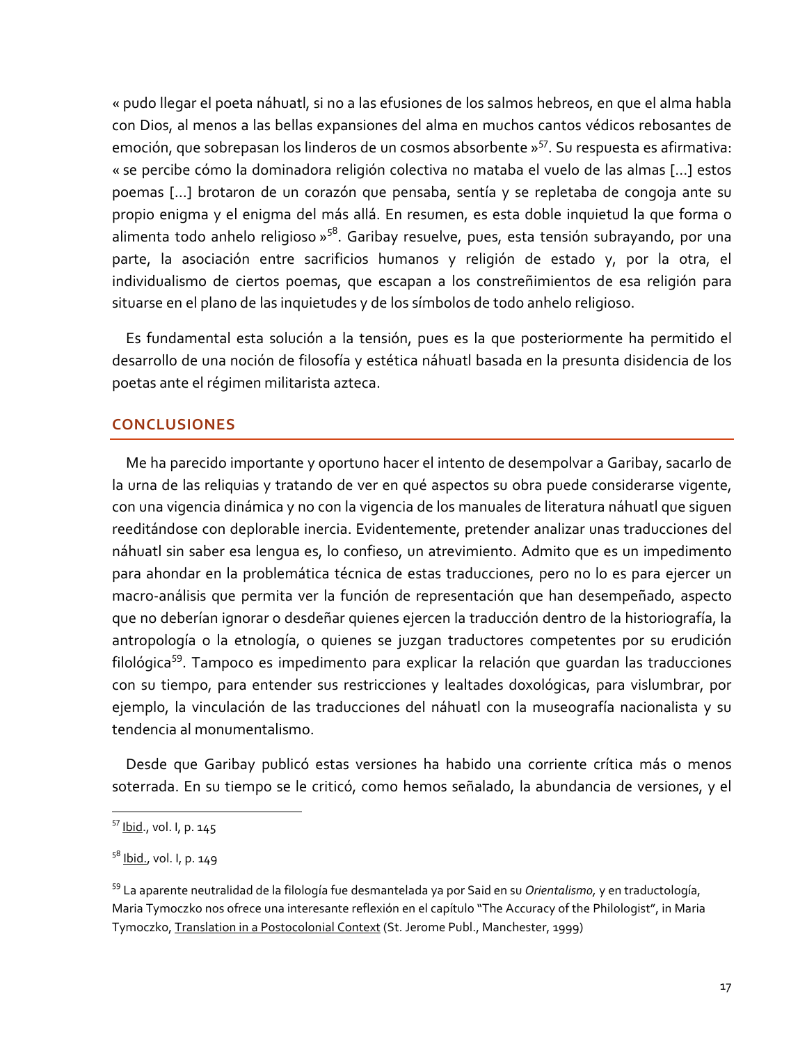« pudo llegar el poeta náhuatl, si no a las efusiones de los salmos hebreos, en que el alma habla con Dios, al menos a las bellas expansiones del alma en muchos cantos védicos rebosantes de emoción, que sobrepasan los linderos de un cosmos absorbente »[57]. Su respuesta es afirmativa: « se percibe cómo la dominadora religión colectiva no mataba el vuelo de las almas [...] estos poemas [...] brotaron de un corazón que pensaba, sentía y se repletaba de congoja ante su propio enigma y el enigma del más allá. En resumen, es esta doble inquietud la que forma o alimenta todo anhelo religioso »[58]. Garibay resuelve, pues, esta tensión subrayando, por una parte, la asociación entre sacrificios humanos y religión de estado y, por la otra, el individualismo de ciertos poemas, que escapan a los constreñimientos de esa religión para situarse en el plano de las inquietudes y de los símbolos de todo anhelo religioso.

Es fundamental esta solución a la tensión, pues es la que posteriormente ha permitido el desarrollo de una noción de filosofía y estética náhuatl basada en la presunta disidencia de los poetas ante el régimen militarista azteca.

## CONCLUSIONES

Me ha parecido importante y oportuno hacer el intento de desempolvar a Garibay, sacarlo de la urna de las reliquias y tratando de ver en qué aspectos su obra puede considerarse vigente, con una vigencia dinámica y no con la vigencia de los manuales de literatura náhuatl que siguen reeditándose con deplorable inercia. Evidentemente, pretender analizar unas traducciones del náhuatl sin saber esa lengua es, lo confieso, un atrevimiento. Admito que es un impedimento para ahondar en la problemática técnica de estas traducciones, pero no lo es para ejercer un macro-análisis que permita ver la función de representación que han desempeñado, aspecto que no deberían ignorar o desdeñar quienes ejercen la traducción dentro de la historiografía, la antropología o la etnología, o quienes se juzgan traductores competentes por su erudición filológica[59]. Tampoco es impedimento para explicar la relación que guardan las traducciones con su tiempo, para entender sus restricciones y lealtades doxológicas, para vislumbrar, por ejemplo, la vinculación de las traducciones del náhuatl con la museografía nacionalista y su tendencia al monumentalismo.

Desde que Garibay publicó estas versiones ha habido una corriente crítica más o menos soterrada. En su tiempo se le criticó, como hemos señalado, la abundancia de versiones, y el

---

[57] Ibid., vol. I, p. 145

[58] Ibid., vol. I, p. 149

[59] La aparente neutralidad de la filología fue desmantelada ya por Said en su *Orientalismo,* y en traductología, Maria Tymoczko nos ofrece una interesante reflexión en el capítulo "The Accuracy of the Philologist", in Maria Tymoczko, Translation in a Postocolonial Context (St. Jerome Publ., Manchester, 1999)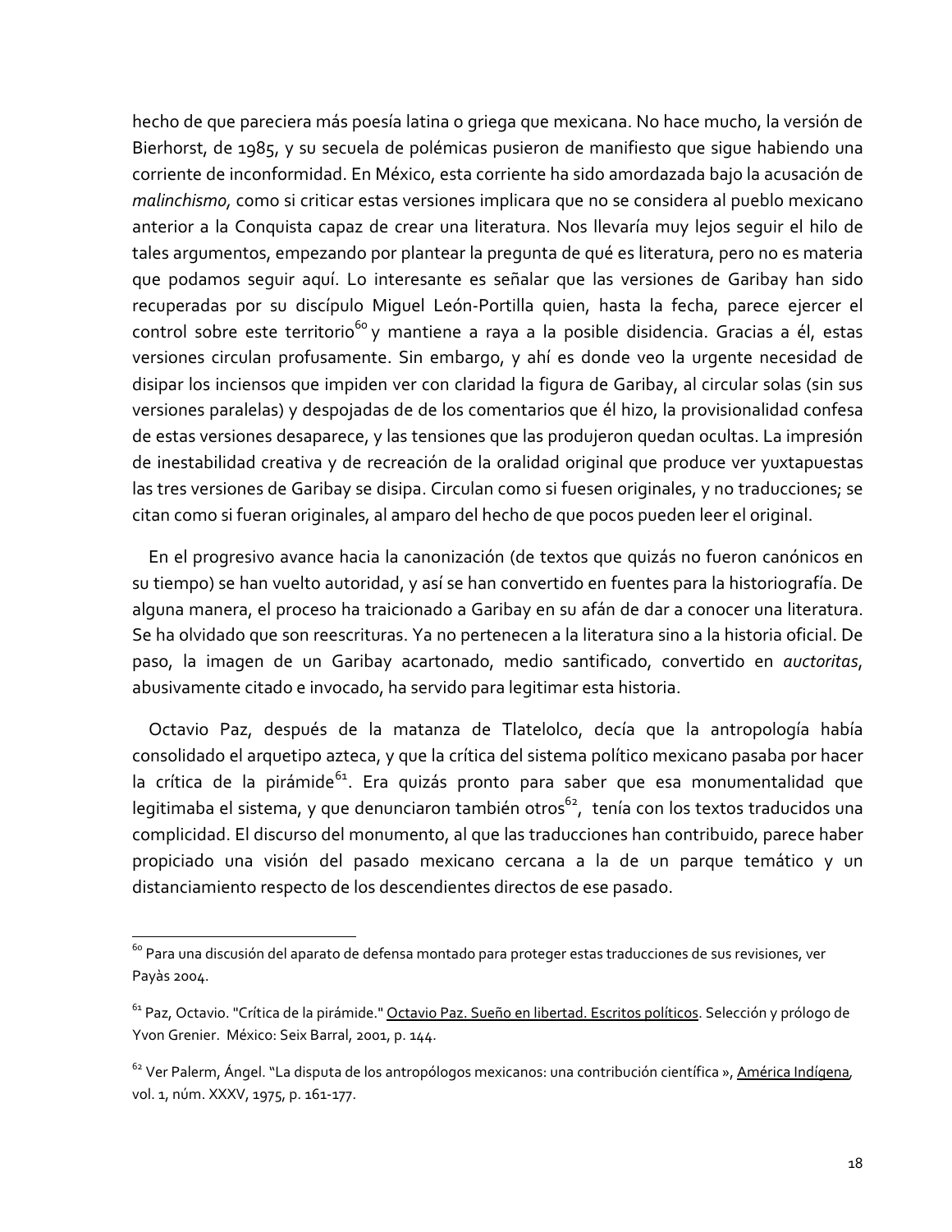hecho de que pareciera más poesía latina o griega que mexicana. No hace mucho, la versión de Bierhorst, de 1985, y su secuela de polémicas pusieron de manifiesto que sigue habiendo una corriente de inconformidad. En México, esta corriente ha sido amordazada bajo la acusación de *malinchismo,* como si criticar estas versiones implicara que no se considera al pueblo mexicano anterior a la Conquista capaz de crear una literatura. Nos llevaría muy lejos seguir el hilo de tales argumentos, empezando por plantear la pregunta de qué es literatura, pero no es materia que podamos seguir aquí. Lo interesante es señalar que las versiones de Garibay han sido recuperadas por su discípulo Miguel León-Portilla quien, hasta la fecha, parece ejercer el control sobre este territorio[60] y mantiene a raya a la posible disidencia. Gracias a él, estas versiones circulan profusamente. Sin embargo, y ahí es donde veo la urgente necesidad de disipar los inciensos que impiden ver con claridad la figura de Garibay, al circular solas (sin sus versiones paralelas) y despojadas de de los comentarios que él hizo, la provisionalidad confesa de estas versiones desaparece, y las tensiones que las produjeron quedan ocultas. La impresión de inestabilidad creativa y de recreación de la oralidad original que produce ver yuxtapuestas las tres versiones de Garibay se disipa. Circulan como si fuesen originales, y no traducciones; se citan como si fueran originales, al amparo del hecho de que pocos pueden leer el original.

En el progresivo avance hacia la canonización (de textos que quizás no fueron canónicos en su tiempo) se han vuelto autoridad, y así se han convertido en fuentes para la historiografía. De alguna manera, el proceso ha traicionado a Garibay en su afán de dar a conocer una literatura. Se ha olvidado que son reescrituras. Ya no pertenecen a la literatura sino a la historia oficial. De paso, la imagen de un Garibay acartonado, medio santificado, convertido en *auctoritas*, abusivamente citado e invocado, ha servido para legitimar esta historia.

Octavio Paz, después de la matanza de Tlatelolco, decía que la antropología había consolidado el arquetipo azteca, y que la crítica del sistema político mexicano pasaba por hacer la crítica de la pirámide[61]. Era quizás pronto para saber que esa monumentalidad que legitimaba el sistema, y que denunciaron también otros[62], tenía con los textos traducidos una complicidad. El discurso del monumento, al que las traducciones han contribuido, parece haber propiciado una visión del pasado mexicano cercana a la de un parque temático y un distanciamiento respecto de los descendientes directos de ese pasado.

---

[60] Para una discusión del aparato de defensa montado para proteger estas traducciones de sus revisiones, ver Payàs 2004.

[61] Paz, Octavio. "Crítica de la pirámide." Octavio Paz. Sueño en libertad. Escritos políticos. Selección y prólogo de Yvon Grenier. México: Seix Barral, 2001, p. 144.

[62] Ver Palerm, Ángel. "La disputa de los antropólogos mexicanos: una contribución científica », América Indígena, vol. 1, núm. XXXV, 1975, p. 161-177.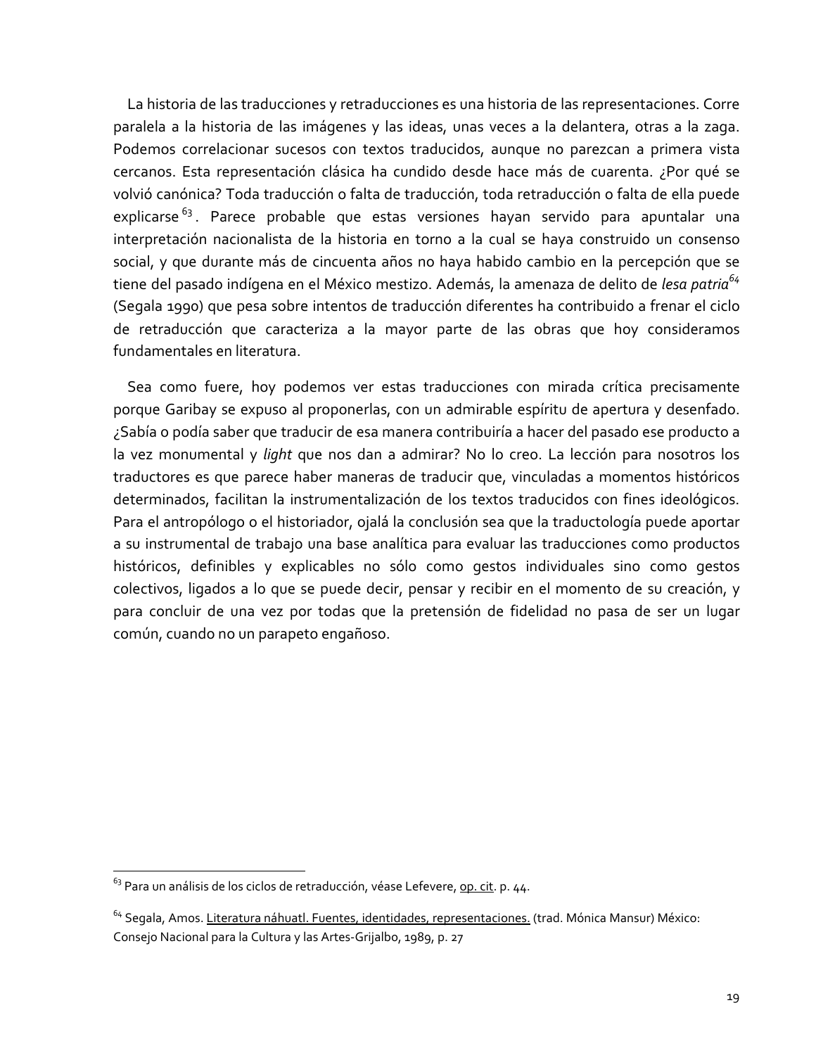La historia de las traducciones y retraducciones es una historia de las representaciones. Corre paralela a la historia de las imágenes y las ideas, unas veces a la delantera, otras a la zaga. Podemos correlacionar sucesos con textos traducidos, aunque no parezcan a primera vista cercanos. Esta representación clásica ha cundido desde hace más de cuarenta. ¿Por qué se volvió canónica? Toda traducción o falta de traducción, toda retraducción o falta de ella puede explicarse[63]. Parece probable que estas versiones hayan servido para apuntalar una interpretación nacionalista de la historia en torno a la cual se haya construido un consenso social, y que durante más de cincuenta años no haya habido cambio en la percepción que se tiene del pasado indígena en el México mestizo. Además, la amenaza de delito de *lesa patria*[64] (Segala 1990) que pesa sobre intentos de traducción diferentes ha contribuido a frenar el ciclo de retraducción que caracteriza a la mayor parte de las obras que hoy consideramos fundamentales en literatura.

Sea como fuere, hoy podemos ver estas traducciones con mirada crítica precisamente porque Garibay se expuso al proponerlas, con un admirable espíritu de apertura y desenfado. ¿Sabía o podía saber que traducir de esa manera contribuiría a hacer del pasado ese producto a la vez monumental y *light* que nos dan a admirar? No lo creo. La lección para nosotros los traductores es que parece haber maneras de traducir que, vinculadas a momentos históricos determinados, facilitan la instrumentalización de los textos traducidos con fines ideológicos. Para el antropólogo o el historiador, ojalá la conclusión sea que la traductología puede aportar a su instrumental de trabajo una base analítica para evaluar las traducciones como productos históricos, definibles y explicables no sólo como gestos individuales sino como gestos colectivos, ligados a lo que se puede decir, pensar y recibir en el momento de su creación, y para concluir de una vez por todas que la pretensión de fidelidad no pasa de ser un lugar común, cuando no un parapeto engañoso.

---

[63] Para un análisis de los ciclos de retraducción, véase Lefevere, op. cit. p. 44.

[64] Segala, Amos. Literatura náhuatl. Fuentes, identidades, representaciones. (trad. Mónica Mansur) México: Consejo Nacional para la Cultura y las Artes-Grijalbo, 1989, p. 27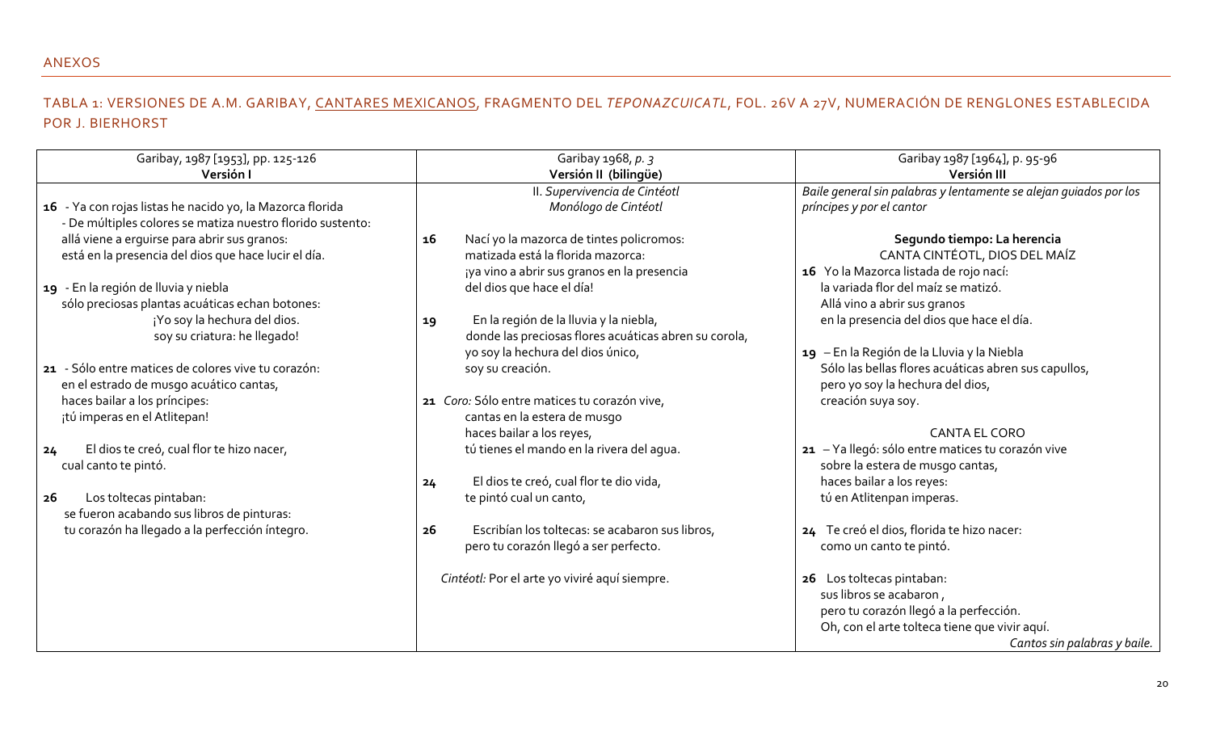ANEXOS

## TABLA 1: VERSIONES DE A.M. GARIBAY, CANTARES MEXICANOS, FRAGMENTO DEL *TEPONAZCUICATL*, FOL. 26V A 27V, NUMERACIÓN DE RENGLONES ESTABLECIDA POR J. BIERHORST

| Garibay, 1987 [1953], pp. 125-126<br>**Versión I** | Garibay 1968, *p. 3*<br>**Versión II (bilingüe)** | Garibay 1987 [1964], p. 95-96<br>**Versión III** |
|---|---|---|
| | II. *Supervivencia de Cintéotl*<br>*Monólogo de Cintéotl* | *Baile general sin palabras y lentamente se alejan guiados por los príncipes y por el cantor*<br><br>**Segundo tiempo: La herencia**<br>CANTA CINTÉOTL, DIOS DEL MAÍZ |
| **16** - Ya con rojas listas he nacido yo, la Mazorca florida<br>- De múltiples colores se matiza nuestro florido sustento:<br>allá viene a erguirse para abrir sus granos:<br>está en la presencia del dios que hace lucir el día. | **16** Nací yo la mazorca de tintes policromos:<br>matizada está la florida mazorca:<br>¡ya vino a abrir sus granos en la presencia<br>del dios que hace el día! | **16** Yo la Mazorca listada de rojo nací:<br>la variada flor del maíz se matizó.<br>Allá vino a abrir sus granos<br>en la presencia del dios que hace el día. |
| **19** - En la región de lluvia y niebla<br>sólo preciosas plantas acuáticas echan botones:<br>¡Yo soy la hechura del dios.<br>soy su criatura: he llegado! | **19** En la región de la lluvia y la niebla,<br>donde las preciosas flores acuáticas abren su corola,<br>yo soy la hechura del dios único,<br>soy su creación. | **19** – En la Región de la Lluvia y la Niebla<br>Sólo las bellas flores acuáticas abren sus capullos,<br>pero yo soy la hechura del dios,<br>creación suya soy.<br><br>CANTA EL CORO |
| **21** - Sólo entre matices de colores vive tu corazón:<br>en el estrado de musgo acuático cantas,<br>haces bailar a los príncipes:<br>¡tú imperas en el Atlitepan! | **21** *Coro:* Sólo entre matices tu corazón vive,<br>cantas en la estera de musgo<br>haces bailar a los reyes,<br>tú tienes el mando en la rivera del agua. | **21** – Ya llegó: sólo entre matices tu corazón vive<br>sobre la estera de musgo cantas,<br>haces bailar a los reyes:<br>tú en Atlitenpan imperas. |
| **24** El dios te creó, cual flor te hizo nacer,<br>cual canto te pintó. | **24** El dios te creó, cual flor te dio vida,<br>te pintó cual un canto, | **24** Te creó el dios, florida te hizo nacer:<br>como un canto te pintó. |
| **26** Los toltecas pintaban:<br>se fueron acabando sus libros de pinturas:<br>tu corazón ha llegado a la perfección íntegro. | **26** Escribían los toltecas: se acabaron sus libros,<br>pero tu corazón llegó a ser perfecto.<br><br>*Cintéotl:* Por el arte yo viviré aquí siempre. | **26** Los toltecas pintaban:<br>sus libros se acabaron ,<br>pero tu corazón llegó a la perfección.<br>Oh, con el arte tolteca tiene que vivir aquí.<br>*Cantos sin palabras y baile.* |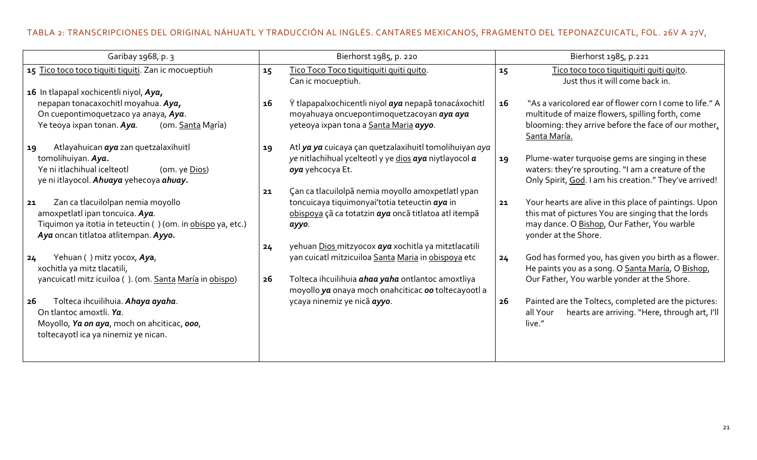TABLA 2: TRANSCRIPCIONES DEL ORIGINAL NÁHUATL Y TRADUCCIÓN AL INGLÉS. CANTARES MEXICANOS, FRAGMENTO DEL TEPONAZCUICATL, FOL. 26V A 27V,

| Garibay 1968, p. 3 | Bierhorst 1985, p. 220 | Bierhorst 1985, p.221 |
|---|---|---|
| **15** Tico toco toco tiquiti tiquiti. Zan ic mocueptiuh | **15** Tico Toco Toco tiquitiquiti quiti quito. Can ic mocueptiuh. | **15** Tico toco toco tiquitiquiti quiti quito. Just thus it will come back in. |
| **16** In tlapapal xochicentli niyol, ***Aya,*** nepapan tonacaxochitl moyahua. ***Aya,*** On cuepontimoquetzaco ya anaya, ***Aya***. Ye teoya ixpan tonan. ***Aya.*** (om. Santa María) | **16** Ÿ tlapapalxochicentli niyol ***aya*** nepapã tonacáxochitl moyahuaya oncuepontimoquetzacoyan ***aya aya*** yeteoya ixpan tona a Santa Maria ***ayyo***. | **16** "As a varicolored ear of flower corn I come to life." A multitude of maize flowers, spilling forth, come blooming: they arrive before the face of our mother, Santa María. |
| **19** Atlayahuican ***aya*** zan quetzalaxihuitl tomolihuiyan. ***Aya.*** Ye ni itlachihual icelteotl (om. ye Dios) ye ni itlayocol. ***Ahuaya*** yehecoya ***ahuay.*** | **19** Atl ***ya ya*** cuicaya çan quetzalaxihuitl tomolihuiyan ***aya ye*** nitlachihual ycelteotl y ye dios ***aya*** niytlayocol ***a oya*** yehcocya Et. | **19** Plume-water turquoise gems are singing in these waters: they're sprouting. "I am a creature of the Only Spirit, God. I am his creation." They've arrived! |
| **21** Zan ca tlacuilolpan nemia moyollo amoxpetlatl ipan toncuica. ***Aya***. Tiquimon ya itotia in teteuctin ( ) (om. in obispo ya, etc.) ***Aya*** oncan titlatoa atlitempan. ***Ayyo.*** | **21** Çan ca tlacuilolpã nemia moyollo amoxpetlatl ypan toncuicaya tiquimonyai'totia teteuctin ***aya*** in obispoya çã ca totatzin ***aya*** oncã titlatoa atl itempã ***ayyo***. | **21** Your hearts are alive in this place of paintings. Upon this mat of pictures You are singing that the lords may dance. O Bishop, Our Father, You warble yonder at the Shore. |
| **24** Yehuan ( ) mitz yocox, ***Aya***, xochitla ya mitz tlacatili, yancuicatl mitz icuiloa ( ). (om. Santa María in obispo) | **24** yehuan Dios mitzyocox ***aya*** xochitla ya mitztlacatili yan cuicatl mitzicuiloa Santa Maria in obispoya etc | **24** God has formed you, has given you birth as a flower. He paints you as a song. O Santa María, O Bishop, Our Father, You warble yonder at the Shore. |
| **26** Tolteca ihcuilihuia. ***Ahaya ayaha***. On tlantoc amoxtli. ***Ya***. Moyollo, ***Ya on aya***, moch on ahciticac, ***ooo***, toltecayotl ica ya ninemiz ye nican. | **26** Tolteca ihcuilihuia ***ahaa yaha*** ontlantoc amoxtliya moyollo ***ya*** onaya moch onahciticac ***oo*** toltecayootl a ycaya ninemiz ye nicã ***ayyo***. | **26** Painted are the Toltecs, completed are the pictures: all Your hearts are arriving. "Here, through art, I'll live." |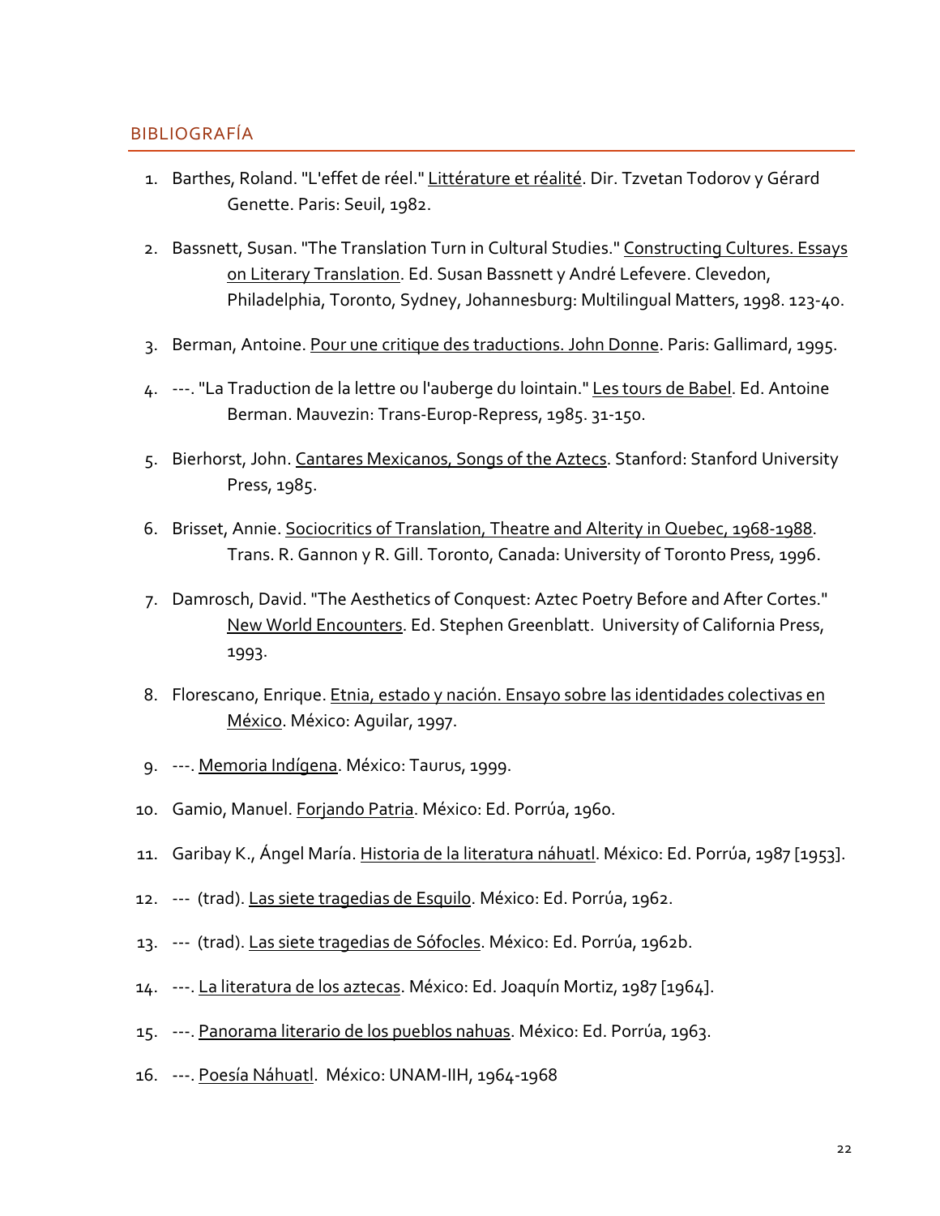## BIBLIOGRAFÍA

1. Barthes, Roland. "L'effet de réel." <u>Littérature et réalité</u>. Dir. Tzvetan Todorov y Gérard Genette. Paris: Seuil, 1982.
2. Bassnett, Susan. "The Translation Turn in Cultural Studies." <u>Constructing Cultures. Essays on Literary Translation</u>. Ed. Susan Bassnett y André Lefevere. Clevedon, Philadelphia, Toronto, Sydney, Johannesburg: Multilingual Matters, 1998. 123-40.
3. Berman, Antoine. <u>Pour une critique des traductions. John Donne</u>. Paris: Gallimard, 1995.
4. ---. "La Traduction de la lettre ou l'auberge du lointain." <u>Les tours de Babel</u>. Ed. Antoine Berman. Mauvezin: Trans-Europ-Repress, 1985. 31-150.
5. Bierhorst, John. <u>Cantares Mexicanos, Songs of the Aztecs</u>. Stanford: Stanford University Press, 1985.
6. Brisset, Annie. <u>Sociocritics of Translation, Theatre and Alterity in Quebec, 1968-1988</u>. Trans. R. Gannon y R. Gill. Toronto, Canada: University of Toronto Press, 1996.
7. Damrosch, David. "The Aesthetics of Conquest: Aztec Poetry Before and After Cortes." <u>New World Encounters</u>. Ed. Stephen Greenblatt. University of California Press, 1993.
8. Florescano, Enrique. <u>Etnia, estado y nación. Ensayo sobre las identidades colectivas en México</u>. México: Aguilar, 1997.
9. ---. <u>Memoria Indígena</u>. México: Taurus, 1999.
10. Gamio, Manuel. <u>Forjando Patria</u>. México: Ed. Porrúa, 1960.
11. Garibay K., Ángel María. <u>Historia de la literatura náhuatl</u>. México: Ed. Porrúa, 1987 [1953].
12. --- (trad). <u>Las siete tragedias de Esquilo</u>. México: Ed. Porrúa, 1962.
13. --- (trad). <u>Las siete tragedias de Sófocles</u>. México: Ed. Porrúa, 1962b.
14. ---. <u>La literatura de los aztecas</u>. México: Ed. Joaquín Mortiz, 1987 [1964].
15. ---. <u>Panorama literario de los pueblos nahuas</u>. México: Ed. Porrúa, 1963.
16. ---. <u>Poesía Náhuatl</u>. México: UNAM-IIH, 1964-1968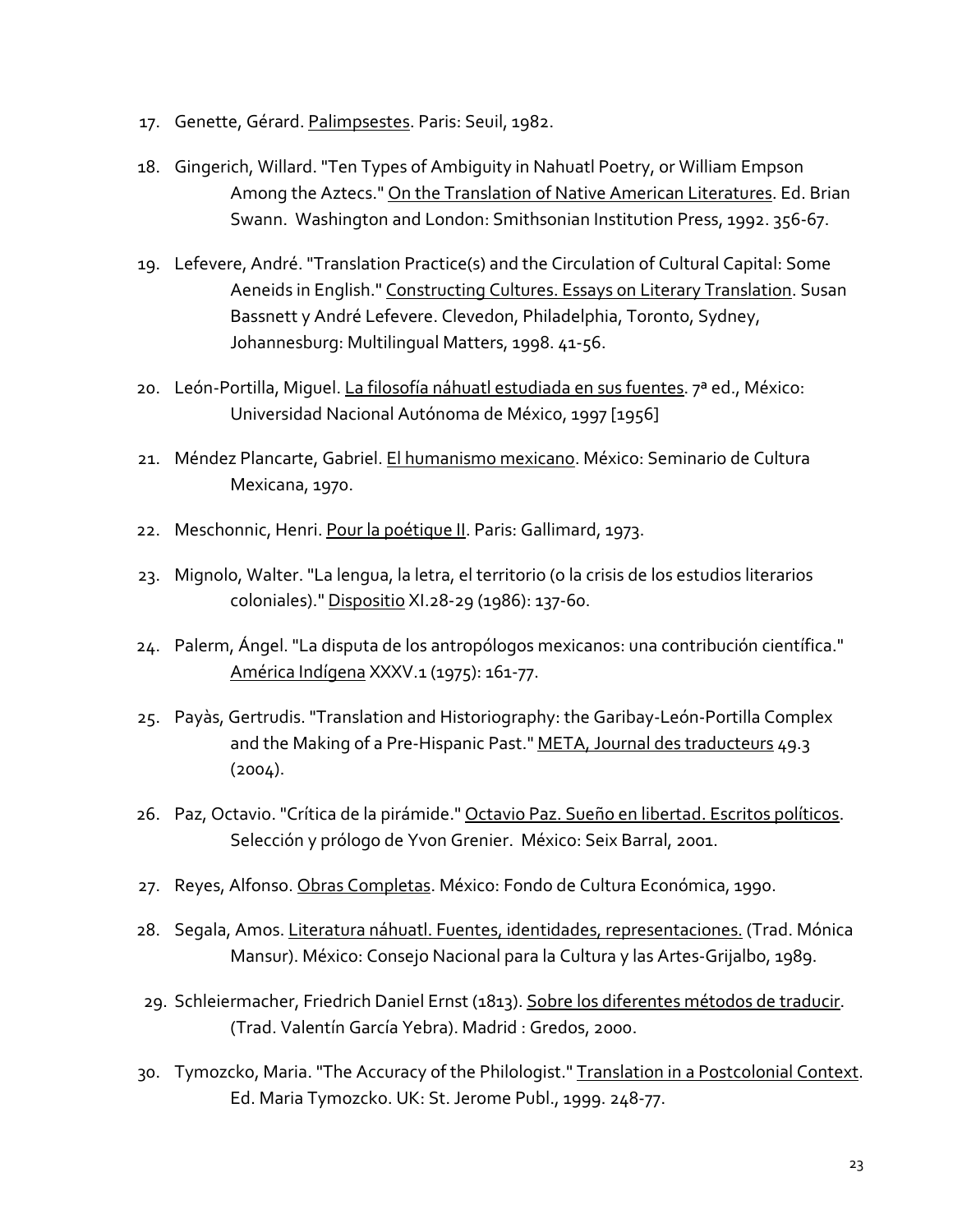17. Genette, Gérard. Palimpsestes. Paris: Seuil, 1982.

18. Gingerich, Willard. "Ten Types of Ambiguity in Nahuatl Poetry, or William Empson Among the Aztecs." On the Translation of Native American Literatures. Ed. Brian Swann. Washington and London: Smithsonian Institution Press, 1992. 356-67.

19. Lefevere, André. "Translation Practice(s) and the Circulation of Cultural Capital: Some Aeneids in English." Constructing Cultures. Essays on Literary Translation. Susan Bassnett y André Lefevere. Clevedon, Philadelphia, Toronto, Sydney, Johannesburg: Multilingual Matters, 1998. 41-56.

20. León-Portilla, Miguel. La filosofía náhuatl estudiada en sus fuentes. 7ª ed., México: Universidad Nacional Autónoma de México, 1997 [1956]

21. Méndez Plancarte, Gabriel. El humanismo mexicano. México: Seminario de Cultura Mexicana, 1970.

22. Meschonnic, Henri. Pour la poétique II. Paris: Gallimard, 1973.

23. Mignolo, Walter. "La lengua, la letra, el territorio (o la crisis de los estudios literarios coloniales)." Dispositio XI.28-29 (1986): 137-60.

24. Palerm, Ángel. "La disputa de los antropólogos mexicanos: una contribución científica." América Indígena XXXV.1 (1975): 161-77.

25. Payàs, Gertrudis. "Translation and Historiography: the Garibay-León-Portilla Complex and the Making of a Pre-Hispanic Past." META, Journal des traducteurs 49.3 (2004).

26. Paz, Octavio. "Crítica de la pirámide." Octavio Paz. Sueño en libertad. Escritos políticos. Selección y prólogo de Yvon Grenier. México: Seix Barral, 2001.

27. Reyes, Alfonso. Obras Completas. México: Fondo de Cultura Económica, 1990.

28. Segala, Amos. Literatura náhuatl. Fuentes, identidades, representaciones. (Trad. Mónica Mansur). México: Consejo Nacional para la Cultura y las Artes-Grijalbo, 1989.

29. Schleiermacher, Friedrich Daniel Ernst (1813). Sobre los diferentes métodos de traducir. (Trad. Valentín García Yebra). Madrid : Gredos, 2000.

30. Tymozcko, Maria. "The Accuracy of the Philologist." Translation in a Postcolonial Context. Ed. Maria Tymozcko. UK: St. Jerome Publ., 1999. 248-77.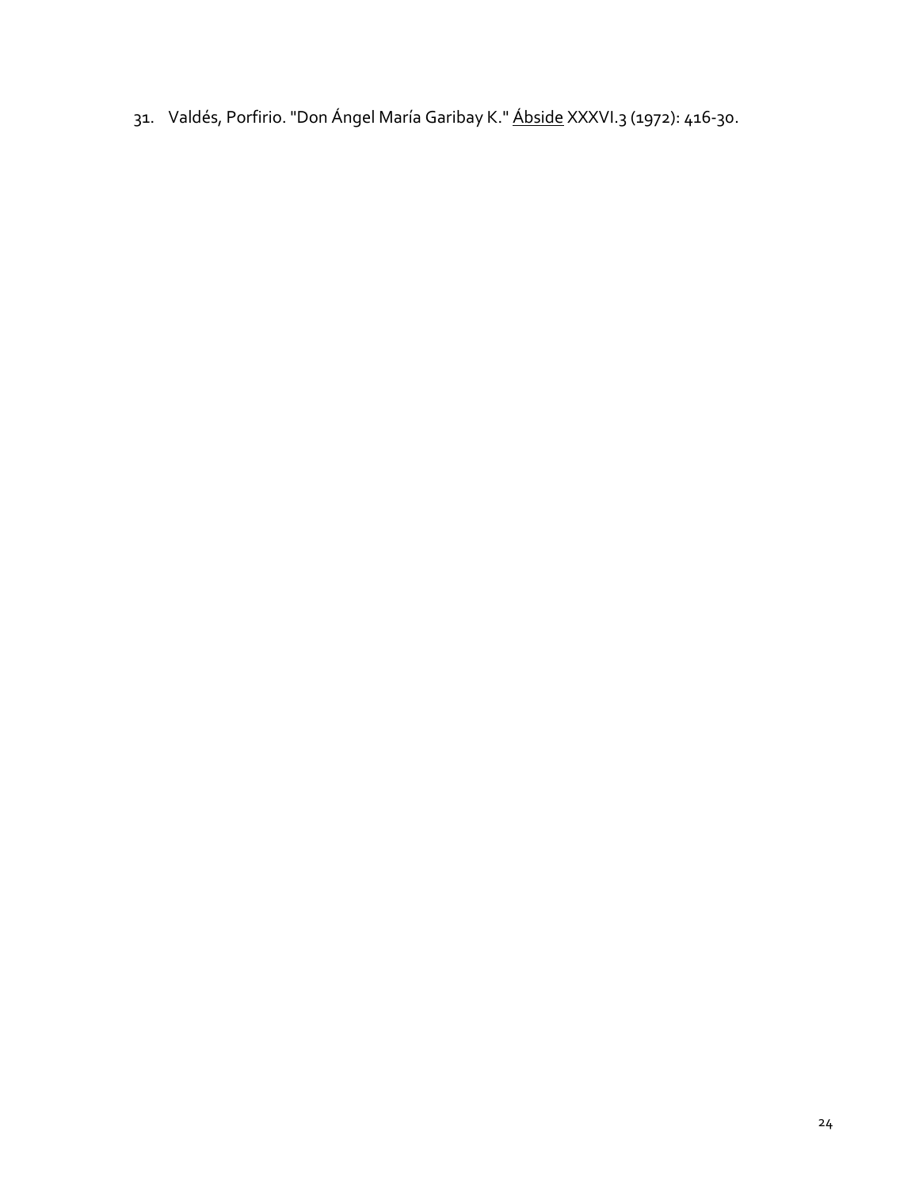31. Valdés, Porfirio. "Don Ángel María Garibay K." <u>Ábside</u> XXXVI.3 (1972): 416-30.